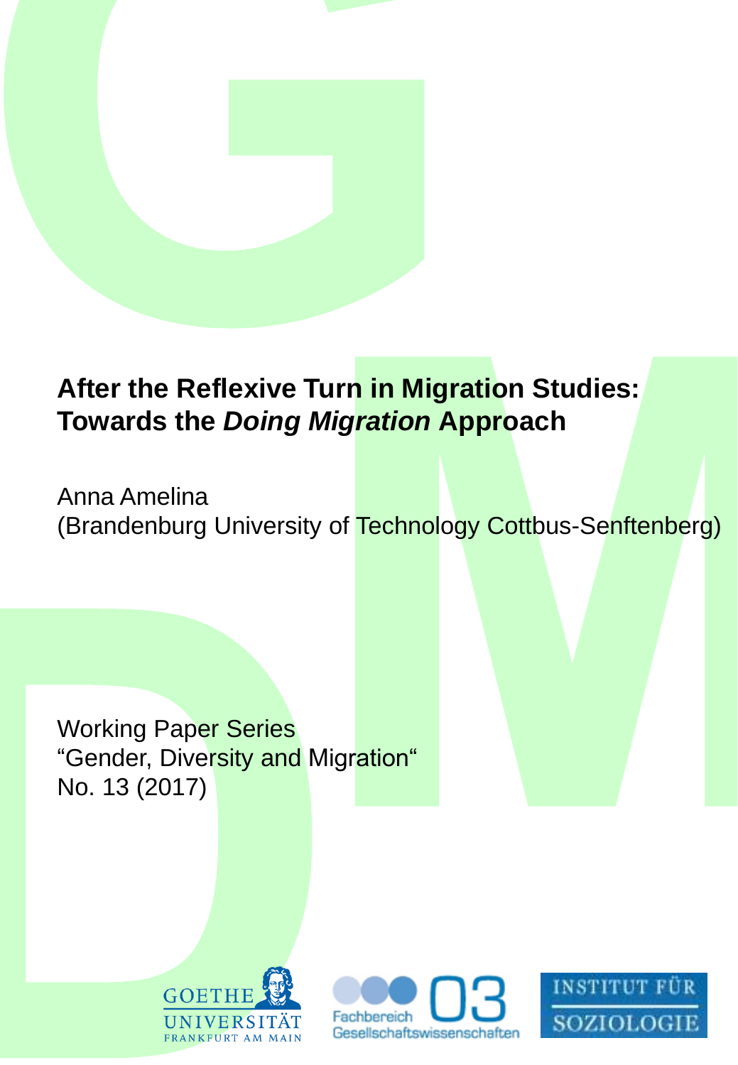# After the Reflexive Turn in Migration Studies: Towards the *Doing Migration* Approach

Anna Amelina
(Brandenburg University of Technology Cottbus-Senftenberg)

Working Paper Series
"Gender, Diversity and Migration"
No. 13 (2017)

GOETHE UNIVERSITÄT FRANKFURT AM MAIN

Fachbereich 03 Gesellschaftswissenschaften

INSTITUT FÜR SOZIOLOGIE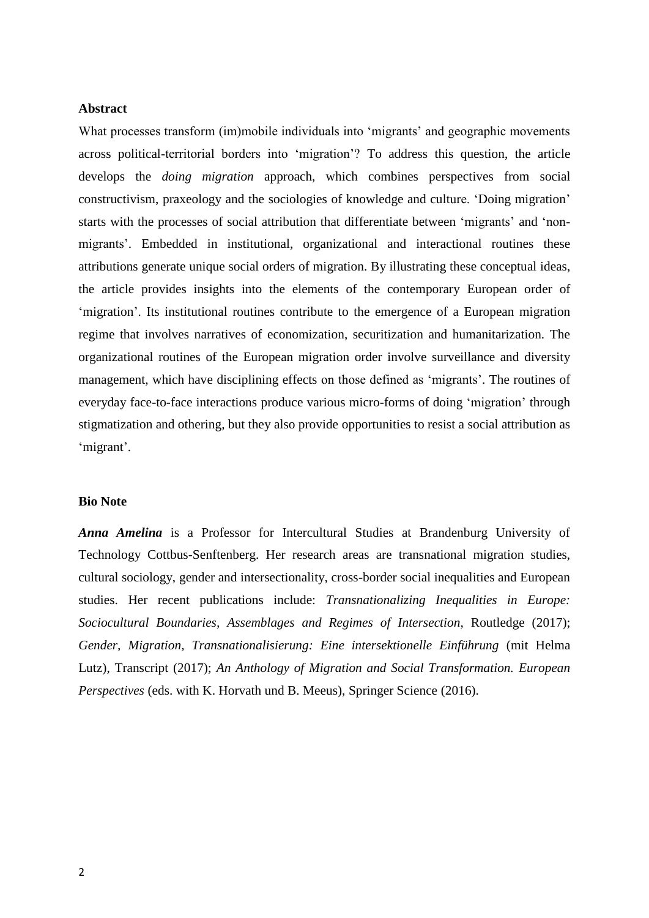**Abstract**

What processes transform (im)mobile individuals into 'migrants' and geographic movements across political-territorial borders into 'migration'? To address this question, the article develops the *doing migration* approach, which combines perspectives from social constructivism, praxeology and the sociologies of knowledge and culture. 'Doing migration' starts with the processes of social attribution that differentiate between 'migrants' and 'non-migrants'. Embedded in institutional, organizational and interactional routines these attributions generate unique social orders of migration. By illustrating these conceptual ideas, the article provides insights into the elements of the contemporary European order of 'migration'. Its institutional routines contribute to the emergence of a European migration regime that involves narratives of economization, securitization and humanitarization. The organizational routines of the European migration order involve surveillance and diversity management, which have disciplining effects on those defined as 'migrants'. The routines of everyday face-to-face interactions produce various micro-forms of doing 'migration' through stigmatization and othering, but they also provide opportunities to resist a social attribution as 'migrant'.

**Bio Note**

***Anna Amelina*** is a Professor for Intercultural Studies at Brandenburg University of Technology Cottbus-Senftenberg. Her research areas are transnational migration studies, cultural sociology, gender and intersectionality, cross-border social inequalities and European studies. Her recent publications include: *Transnationalizing Inequalities in Europe: Sociocultural Boundaries, Assemblages and Regimes of Intersection*, Routledge (2017); *Gender, Migration, Transnationalisierung: Eine intersektionelle Einführung* (mit Helma Lutz), Transcript (2017); *An Anthology of Migration and Social Transformation. European Perspectives* (eds. with K. Horvath und B. Meeus), Springer Science (2016).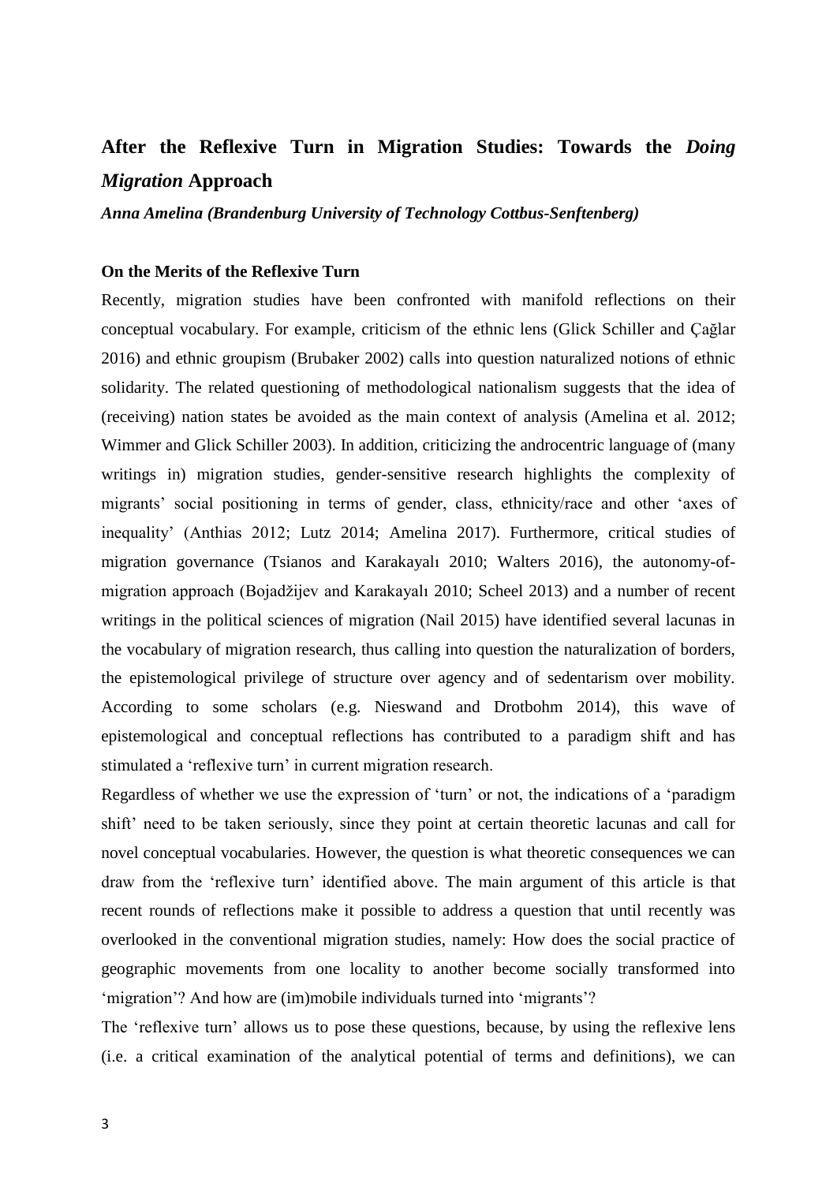# After the Reflexive Turn in Migration Studies: Towards the *Doing Migration* Approach

***Anna Amelina (Brandenburg University of Technology Cottbus-Senftenberg)***

## On the Merits of the Reflexive Turn

Recently, migration studies have been confronted with manifold reflections on their conceptual vocabulary. For example, criticism of the ethnic lens (Glick Schiller and Çağlar 2016) and ethnic groupism (Brubaker 2002) calls into question naturalized notions of ethnic solidarity. The related questioning of methodological nationalism suggests that the idea of (receiving) nation states be avoided as the main context of analysis (Amelina et al. 2012; Wimmer and Glick Schiller 2003). In addition, criticizing the androcentric language of (many writings in) migration studies, gender-sensitive research highlights the complexity of migrants' social positioning in terms of gender, class, ethnicity/race and other 'axes of inequality' (Anthias 2012; Lutz 2014; Amelina 2017). Furthermore, critical studies of migration governance (Tsianos and Karakayalı 2010; Walters 2016), the autonomy-of-migration approach (Bojadžijev and Karakayalı 2010; Scheel 2013) and a number of recent writings in the political sciences of migration (Nail 2015) have identified several lacunas in the vocabulary of migration research, thus calling into question the naturalization of borders, the epistemological privilege of structure over agency and of sedentarism over mobility. According to some scholars (e.g. Nieswand and Drotbohm 2014), this wave of epistemological and conceptual reflections has contributed to a paradigm shift and has stimulated a 'reflexive turn' in current migration research.

Regardless of whether we use the expression of 'turn' or not, the indications of a 'paradigm shift' need to be taken seriously, since they point at certain theoretic lacunas and call for novel conceptual vocabularies. However, the question is what theoretic consequences we can draw from the 'reflexive turn' identified above. The main argument of this article is that recent rounds of reflections make it possible to address a question that until recently was overlooked in the conventional migration studies, namely: How does the social practice of geographic movements from one locality to another become socially transformed into 'migration'? And how are (im)mobile individuals turned into 'migrants'?

The 'reflexive turn' allows us to pose these questions, because, by using the reflexive lens (i.e. a critical examination of the analytical potential of terms and definitions), we can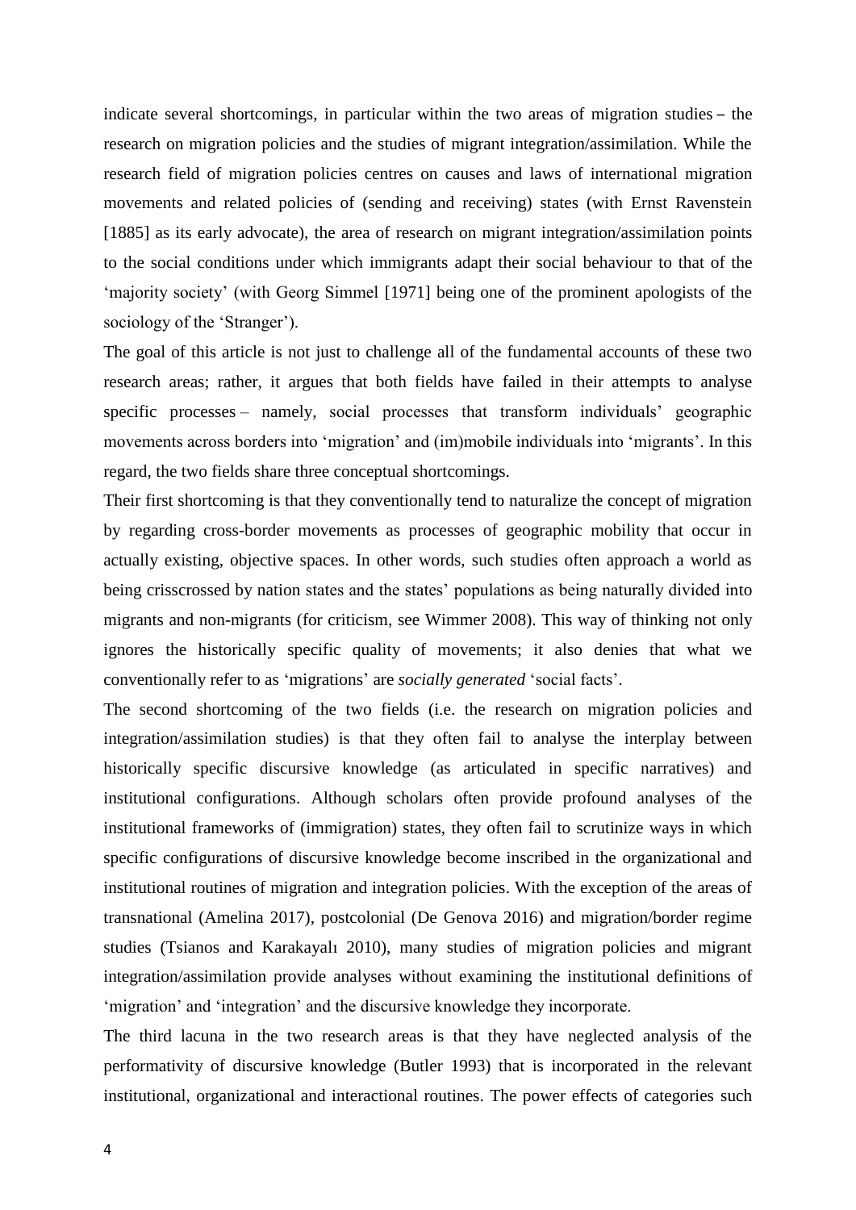indicate several shortcomings, in particular within the two areas of migration studies – the research on migration policies and the studies of migrant integration/assimilation. While the research field of migration policies centres on causes and laws of international migration movements and related policies of (sending and receiving) states (with Ernst Ravenstein [1885] as its early advocate), the area of research on migrant integration/assimilation points to the social conditions under which immigrants adapt their social behaviour to that of the 'majority society' (with Georg Simmel [1971] being one of the prominent apologists of the sociology of the 'Stranger').

The goal of this article is not just to challenge all of the fundamental accounts of these two research areas; rather, it argues that both fields have failed in their attempts to analyse specific processes – namely, social processes that transform individuals' geographic movements across borders into 'migration' and (im)mobile individuals into 'migrants'. In this regard, the two fields share three conceptual shortcomings.

Their first shortcoming is that they conventionally tend to naturalize the concept of migration by regarding cross-border movements as processes of geographic mobility that occur in actually existing, objective spaces. In other words, such studies often approach a world as being crisscrossed by nation states and the states' populations as being naturally divided into migrants and non-migrants (for criticism, see Wimmer 2008). This way of thinking not only ignores the historically specific quality of movements; it also denies that what we conventionally refer to as 'migrations' are *socially generated* 'social facts'.

The second shortcoming of the two fields (i.e. the research on migration policies and integration/assimilation studies) is that they often fail to analyse the interplay between historically specific discursive knowledge (as articulated in specific narratives) and institutional configurations. Although scholars often provide profound analyses of the institutional frameworks of (immigration) states, they often fail to scrutinize ways in which specific configurations of discursive knowledge become inscribed in the organizational and institutional routines of migration and integration policies. With the exception of the areas of transnational (Amelina 2017), postcolonial (De Genova 2016) and migration/border regime studies (Tsianos and Karakayalı 2010), many studies of migration policies and migrant integration/assimilation provide analyses without examining the institutional definitions of 'migration' and 'integration' and the discursive knowledge they incorporate.

The third lacuna in the two research areas is that they have neglected analysis of the performativity of discursive knowledge (Butler 1993) that is incorporated in the relevant institutional, organizational and interactional routines. The power effects of categories such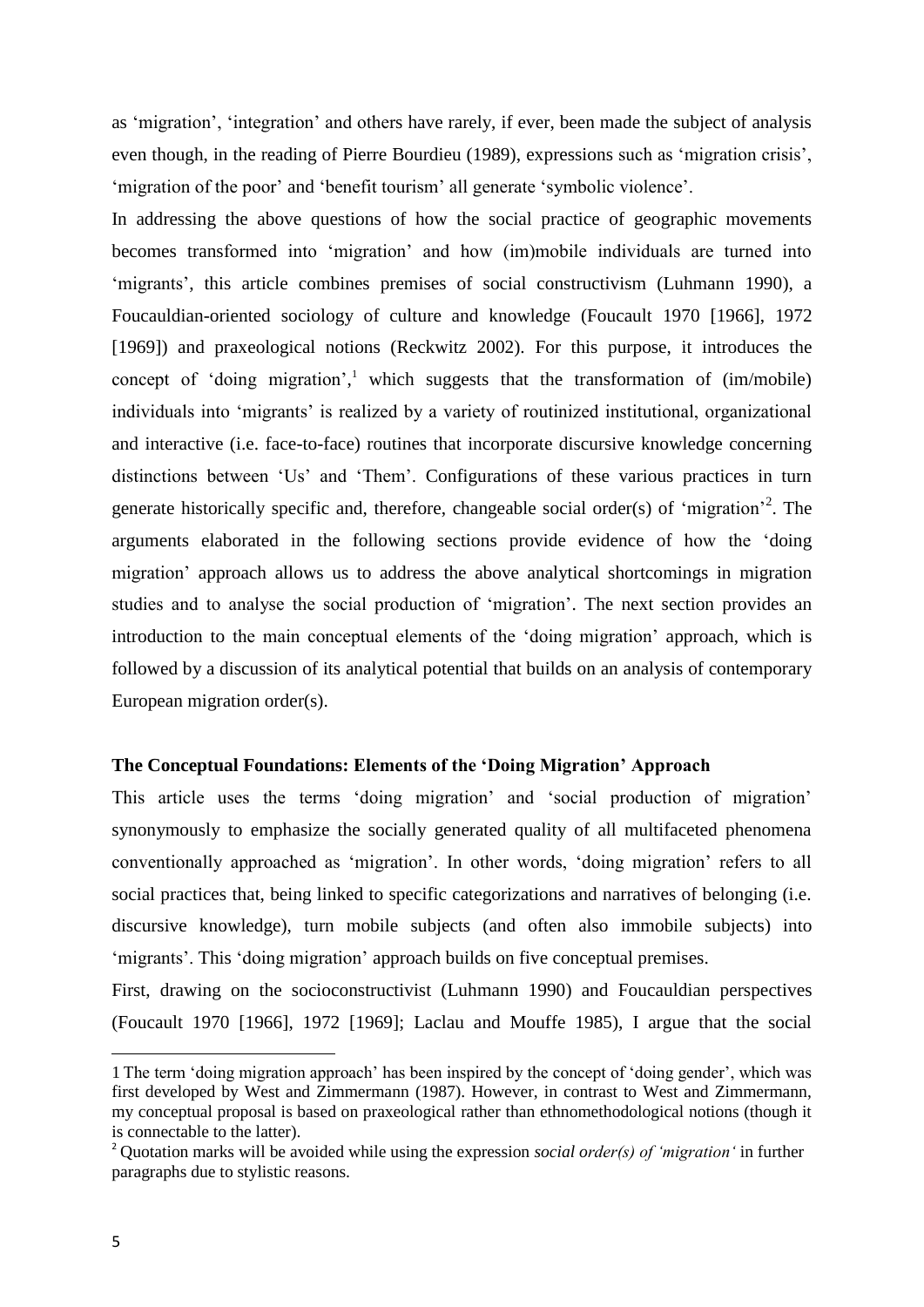as 'migration', 'integration' and others have rarely, if ever, been made the subject of analysis even though, in the reading of Pierre Bourdieu (1989), expressions such as 'migration crisis', 'migration of the poor' and 'benefit tourism' all generate 'symbolic violence'.

In addressing the above questions of how the social practice of geographic movements becomes transformed into 'migration' and how (im)mobile individuals are turned into 'migrants', this article combines premises of social constructivism (Luhmann 1990), a Foucauldian-oriented sociology of culture and knowledge (Foucault 1970 [1966], 1972 [1969]) and praxeological notions (Reckwitz 2002). For this purpose, it introduces the concept of 'doing migration',[1] which suggests that the transformation of (im/mobile) individuals into 'migrants' is realized by a variety of routinized institutional, organizational and interactive (i.e. face-to-face) routines that incorporate discursive knowledge concerning distinctions between 'Us' and 'Them'. Configurations of these various practices in turn generate historically specific and, therefore, changeable social order(s) of 'migration'[2]. The arguments elaborated in the following sections provide evidence of how the 'doing migration' approach allows us to address the above analytical shortcomings in migration studies and to analyse the social production of 'migration'. The next section provides an introduction to the main conceptual elements of the 'doing migration' approach, which is followed by a discussion of its analytical potential that builds on an analysis of contemporary European migration order(s).

## The Conceptual Foundations: Elements of the 'Doing Migration' Approach

This article uses the terms 'doing migration' and 'social production of migration' synonymously to emphasize the socially generated quality of all multifaceted phenomena conventionally approached as 'migration'. In other words, 'doing migration' refers to all social practices that, being linked to specific categorizations and narratives of belonging (i.e. discursive knowledge), turn mobile subjects (and often also immobile subjects) into 'migrants'. This 'doing migration' approach builds on five conceptual premises.

First, drawing on the socioconstructivist (Luhmann 1990) and Foucauldian perspectives (Foucault 1970 [1966], 1972 [1969]; Laclau and Mouffe 1985), I argue that the social

---

[1] The term 'doing migration approach' has been inspired by the concept of 'doing gender', which was first developed by West and Zimmermann (1987). However, in contrast to West and Zimmermann, my conceptual proposal is based on praxeological rather than ethnomethodological notions (though it is connectable to the latter).

[2] Quotation marks will be avoided while using the expression *social order(s) of 'migration'* in further paragraphs due to stylistic reasons.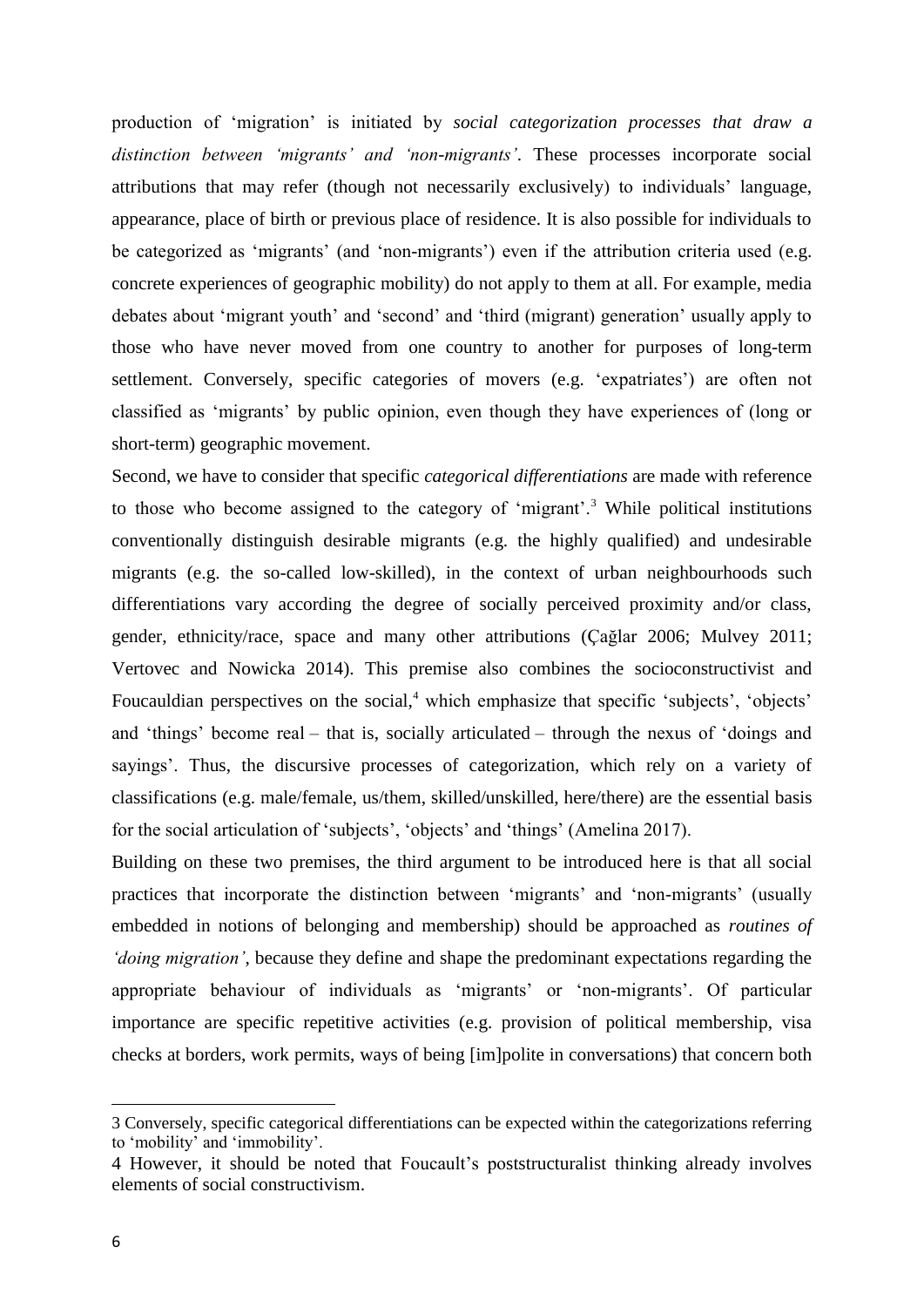production of 'migration' is initiated by *social categorization processes that draw a distinction between 'migrants' and 'non-migrants'*. These processes incorporate social attributions that may refer (though not necessarily exclusively) to individuals' language, appearance, place of birth or previous place of residence. It is also possible for individuals to be categorized as 'migrants' (and 'non-migrants') even if the attribution criteria used (e.g. concrete experiences of geographic mobility) do not apply to them at all. For example, media debates about 'migrant youth' and 'second' and 'third (migrant) generation' usually apply to those who have never moved from one country to another for purposes of long-term settlement. Conversely, specific categories of movers (e.g. 'expatriates') are often not classified as 'migrants' by public opinion, even though they have experiences of (long or short-term) geographic movement.

Second, we have to consider that specific *categorical differentiations* are made with reference to those who become assigned to the category of 'migrant'.[3] While political institutions conventionally distinguish desirable migrants (e.g. the highly qualified) and undesirable migrants (e.g. the so-called low-skilled), in the context of urban neighbourhoods such differentiations vary according the degree of socially perceived proximity and/or class, gender, ethnicity/race, space and many other attributions (Çağlar 2006; Mulvey 2011; Vertovec and Nowicka 2014). This premise also combines the socioconstructivist and Foucauldian perspectives on the social,[4] which emphasize that specific 'subjects', 'objects' and 'things' become real – that is, socially articulated – through the nexus of 'doings and sayings'. Thus, the discursive processes of categorization, which rely on a variety of classifications (e.g. male/female, us/them, skilled/unskilled, here/there) are the essential basis for the social articulation of 'subjects', 'objects' and 'things' (Amelina 2017).

Building on these two premises, the third argument to be introduced here is that all social practices that incorporate the distinction between 'migrants' and 'non-migrants' (usually embedded in notions of belonging and membership) should be approached as *routines of 'doing migration'*, because they define and shape the predominant expectations regarding the appropriate behaviour of individuals as 'migrants' or 'non-migrants'. Of particular importance are specific repetitive activities (e.g. provision of political membership, visa checks at borders, work permits, ways of being [im]polite in conversations) that concern both

---

3 Conversely, specific categorical differentiations can be expected within the categorizations referring to 'mobility' and 'immobility'.

4 However, it should be noted that Foucault's poststructuralist thinking already involves elements of social constructivism.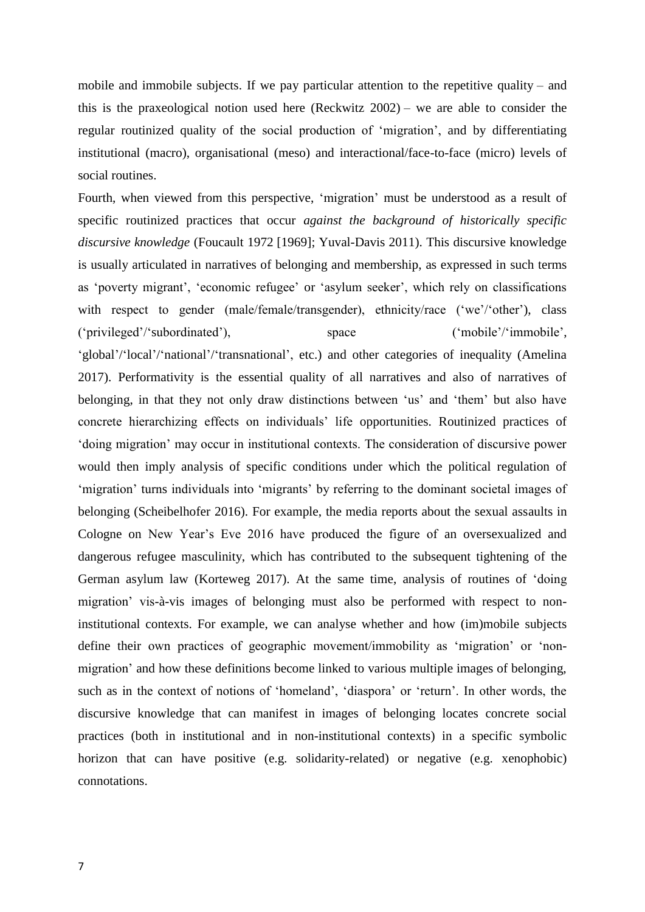mobile and immobile subjects. If we pay particular attention to the repetitive quality – and this is the praxeological notion used here (Reckwitz 2002) – we are able to consider the regular routinized quality of the social production of 'migration', and by differentiating institutional (macro), organisational (meso) and interactional/face-to-face (micro) levels of social routines.

Fourth, when viewed from this perspective, 'migration' must be understood as a result of specific routinized practices that occur *against the background of historically specific discursive knowledge* (Foucault 1972 [1969]; Yuval-Davis 2011). This discursive knowledge is usually articulated in narratives of belonging and membership, as expressed in such terms as 'poverty migrant', 'economic refugee' or 'asylum seeker', which rely on classifications with respect to gender (male/female/transgender), ethnicity/race ('we'/'other'), class ('privileged'/'subordinated'), space ('mobile'/'immobile', 'global'/'local'/'national'/'transnational', etc.) and other categories of inequality (Amelina 2017). Performativity is the essential quality of all narratives and also of narratives of belonging, in that they not only draw distinctions between 'us' and 'them' but also have concrete hierarchizing effects on individuals' life opportunities. Routinized practices of 'doing migration' may occur in institutional contexts. The consideration of discursive power would then imply analysis of specific conditions under which the political regulation of 'migration' turns individuals into 'migrants' by referring to the dominant societal images of belonging (Scheibelhofer 2016). For example, the media reports about the sexual assaults in Cologne on New Year's Eve 2016 have produced the figure of an oversexualized and dangerous refugee masculinity, which has contributed to the subsequent tightening of the German asylum law (Korteweg 2017). At the same time, analysis of routines of 'doing migration' vis-à-vis images of belonging must also be performed with respect to non-institutional contexts. For example, we can analyse whether and how (im)mobile subjects define their own practices of geographic movement/immobility as 'migration' or 'non-migration' and how these definitions become linked to various multiple images of belonging, such as in the context of notions of 'homeland', 'diaspora' or 'return'. In other words, the discursive knowledge that can manifest in images of belonging locates concrete social practices (both in institutional and in non-institutional contexts) in a specific symbolic horizon that can have positive (e.g. solidarity-related) or negative (e.g. xenophobic) connotations.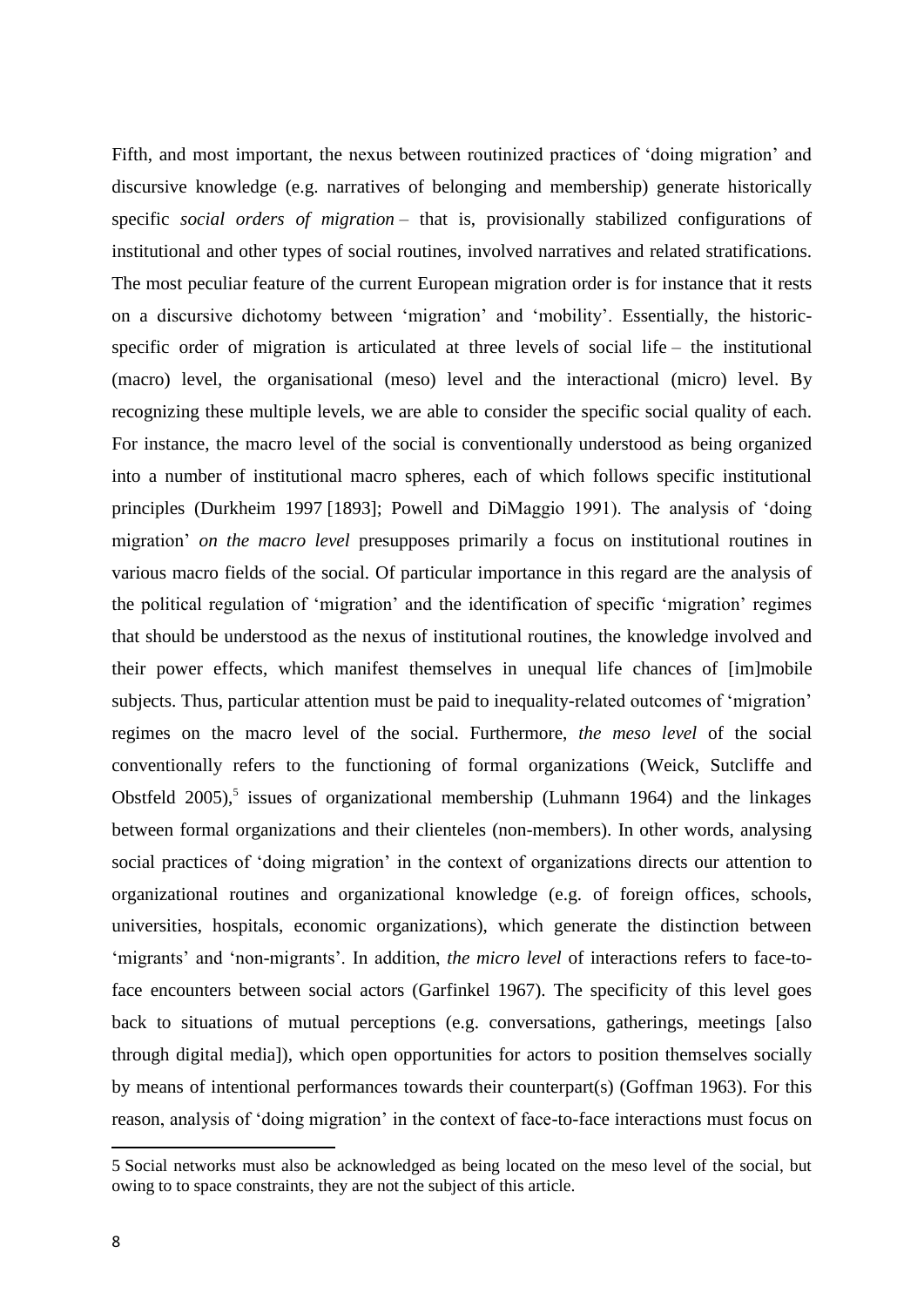Fifth, and most important, the nexus between routinized practices of 'doing migration' and discursive knowledge (e.g. narratives of belonging and membership) generate historically specific *social orders of migration* – that is, provisionally stabilized configurations of institutional and other types of social routines, involved narratives and related stratifications. The most peculiar feature of the current European migration order is for instance that it rests on a discursive dichotomy between 'migration' and 'mobility'. Essentially, the historic-specific order of migration is articulated at three levels of social life – the institutional (macro) level, the organisational (meso) level and the interactional (micro) level. By recognizing these multiple levels, we are able to consider the specific social quality of each. For instance, the macro level of the social is conventionally understood as being organized into a number of institutional macro spheres, each of which follows specific institutional principles (Durkheim 1997 [1893]; Powell and DiMaggio 1991). The analysis of 'doing migration' *on the macro level* presupposes primarily a focus on institutional routines in various macro fields of the social. Of particular importance in this regard are the analysis of the political regulation of 'migration' and the identification of specific 'migration' regimes that should be understood as the nexus of institutional routines, the knowledge involved and their power effects, which manifest themselves in unequal life chances of [im]mobile subjects. Thus, particular attention must be paid to inequality-related outcomes of 'migration' regimes on the macro level of the social. Furthermore, *the meso level* of the social conventionally refers to the functioning of formal organizations (Weick, Sutcliffe and Obstfeld 2005),[5] issues of organizational membership (Luhmann 1964) and the linkages between formal organizations and their clienteles (non-members). In other words, analysing social practices of 'doing migration' in the context of organizations directs our attention to organizational routines and organizational knowledge (e.g. of foreign offices, schools, universities, hospitals, economic organizations), which generate the distinction between 'migrants' and 'non-migrants'. In addition, *the micro level* of interactions refers to face-to-face encounters between social actors (Garfinkel 1967). The specificity of this level goes back to situations of mutual perceptions (e.g. conversations, gatherings, meetings [also through digital media]), which open opportunities for actors to position themselves socially by means of intentional performances towards their counterpart(s) (Goffman 1963). For this reason, analysis of 'doing migration' in the context of face-to-face interactions must focus on

---

5 Social networks must also be acknowledged as being located on the meso level of the social, but owing to to space constraints, they are not the subject of this article.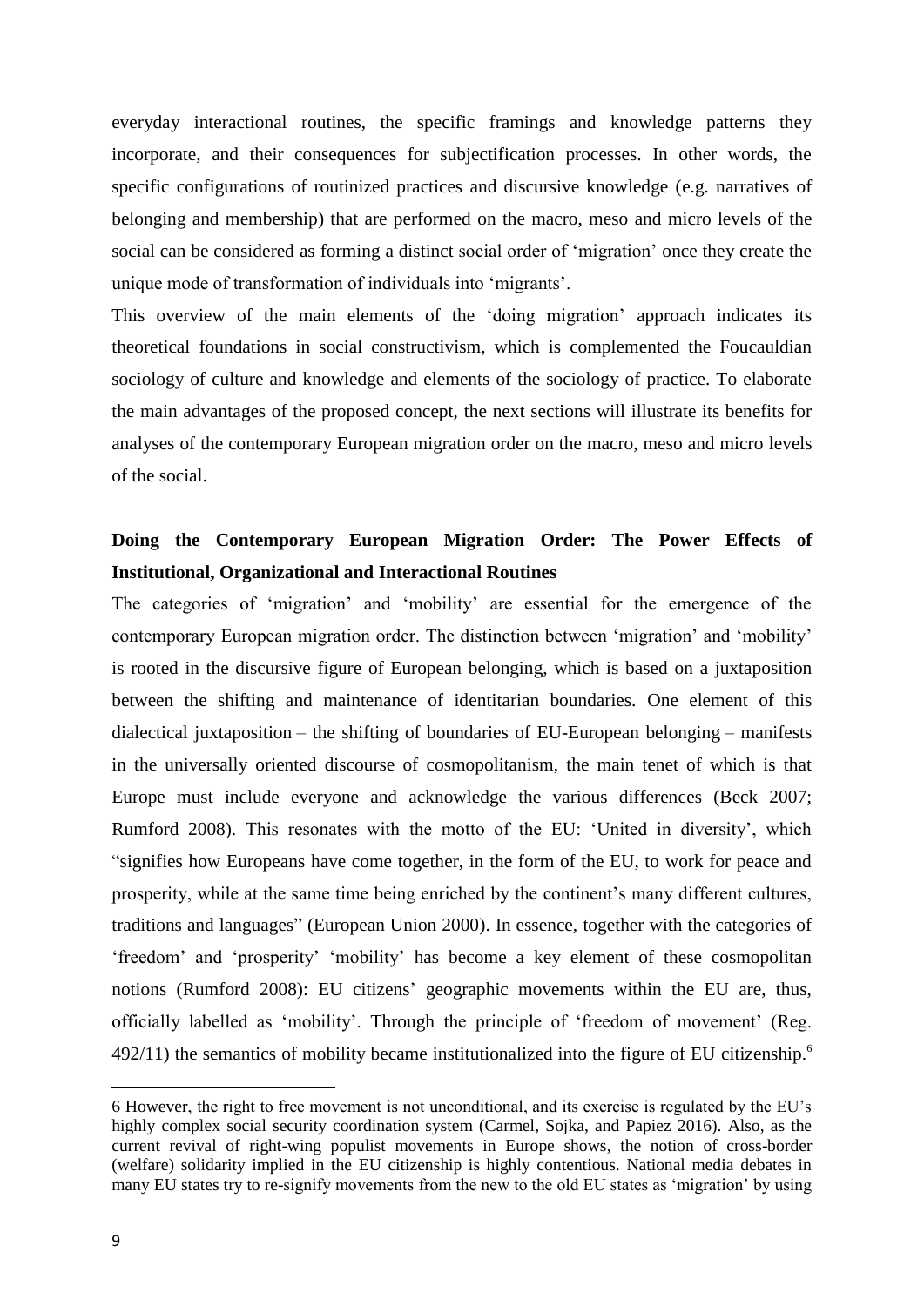everyday interactional routines, the specific framings and knowledge patterns they incorporate, and their consequences for subjectification processes. In other words, the specific configurations of routinized practices and discursive knowledge (e.g. narratives of belonging and membership) that are performed on the macro, meso and micro levels of the social can be considered as forming a distinct social order of 'migration' once they create the unique mode of transformation of individuals into 'migrants'.

This overview of the main elements of the 'doing migration' approach indicates its theoretical foundations in social constructivism, which is complemented the Foucauldian sociology of culture and knowledge and elements of the sociology of practice. To elaborate the main advantages of the proposed concept, the next sections will illustrate its benefits for analyses of the contemporary European migration order on the macro, meso and micro levels of the social.

## Doing the Contemporary European Migration Order: The Power Effects of Institutional, Organizational and Interactional Routines

The categories of 'migration' and 'mobility' are essential for the emergence of the contemporary European migration order. The distinction between 'migration' and 'mobility' is rooted in the discursive figure of European belonging, which is based on a juxtaposition between the shifting and maintenance of identitarian boundaries. One element of this dialectical juxtaposition – the shifting of boundaries of EU-European belonging – manifests in the universally oriented discourse of cosmopolitanism, the main tenet of which is that Europe must include everyone and acknowledge the various differences (Beck 2007; Rumford 2008). This resonates with the motto of the EU: 'United in diversity', which "signifies how Europeans have come together, in the form of the EU, to work for peace and prosperity, while at the same time being enriched by the continent's many different cultures, traditions and languages" (European Union 2000). In essence, together with the categories of 'freedom' and 'prosperity' 'mobility' has become a key element of these cosmopolitan notions (Rumford 2008): EU citizens' geographic movements within the EU are, thus, officially labelled as 'mobility'. Through the principle of 'freedom of movement' (Reg. 492/11) the semantics of mobility became institutionalized into the figure of EU citizenship.[6]

---

6 However, the right to free movement is not unconditional, and its exercise is regulated by the EU's highly complex social security coordination system (Carmel, Sojka, and Papiez 2016). Also, as the current revival of right-wing populist movements in Europe shows, the notion of cross-border (welfare) solidarity implied in the EU citizenship is highly contentious. National media debates in many EU states try to re-signify movements from the new to the old EU states as 'migration' by using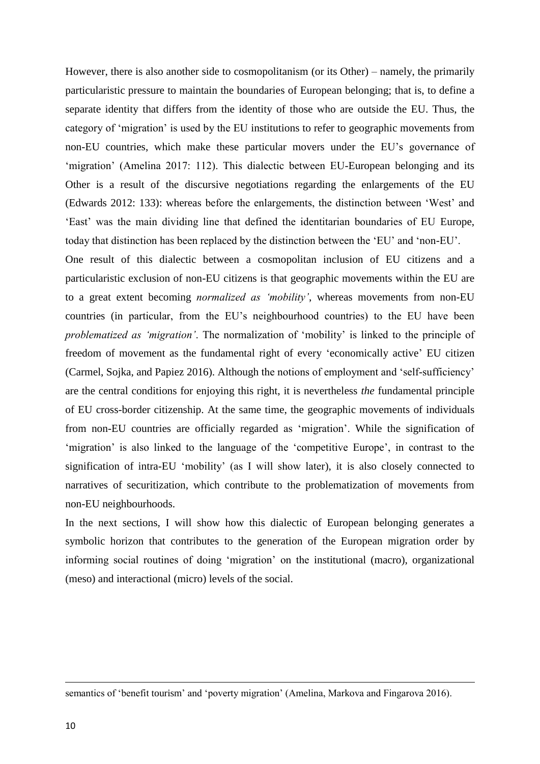However, there is also another side to cosmopolitanism (or its Other) – namely, the primarily particularistic pressure to maintain the boundaries of European belonging; that is, to define a separate identity that differs from the identity of those who are outside the EU. Thus, the category of 'migration' is used by the EU institutions to refer to geographic movements from non-EU countries, which make these particular movers under the EU's governance of 'migration' (Amelina 2017: 112). This dialectic between EU-European belonging and its Other is a result of the discursive negotiations regarding the enlargements of the EU (Edwards 2012: 133): whereas before the enlargements, the distinction between 'West' and 'East' was the main dividing line that defined the identitarian boundaries of EU Europe, today that distinction has been replaced by the distinction between the 'EU' and 'non-EU'.

One result of this dialectic between a cosmopolitan inclusion of EU citizens and a particularistic exclusion of non-EU citizens is that geographic movements within the EU are to a great extent becoming *normalized as 'mobility'*, whereas movements from non-EU countries (in particular, from the EU's neighbourhood countries) to the EU have been *problematized as 'migration'*. The normalization of 'mobility' is linked to the principle of freedom of movement as the fundamental right of every 'economically active' EU citizen (Carmel, Sojka, and Papiez 2016). Although the notions of employment and 'self-sufficiency' are the central conditions for enjoying this right, it is nevertheless *the* fundamental principle of EU cross-border citizenship. At the same time, the geographic movements of individuals from non-EU countries are officially regarded as 'migration'. While the signification of 'migration' is also linked to the language of the 'competitive Europe', in contrast to the signification of intra-EU 'mobility' (as I will show later), it is also closely connected to narratives of securitization, which contribute to the problematization of movements from non-EU neighbourhoods.

In the next sections, I will show how this dialectic of European belonging generates a symbolic horizon that contributes to the generation of the European migration order by informing social routines of doing 'migration' on the institutional (macro), organizational (meso) and interactional (micro) levels of the social.

---

semantics of 'benefit tourism' and 'poverty migration' (Amelina, Markova and Fingarova 2016).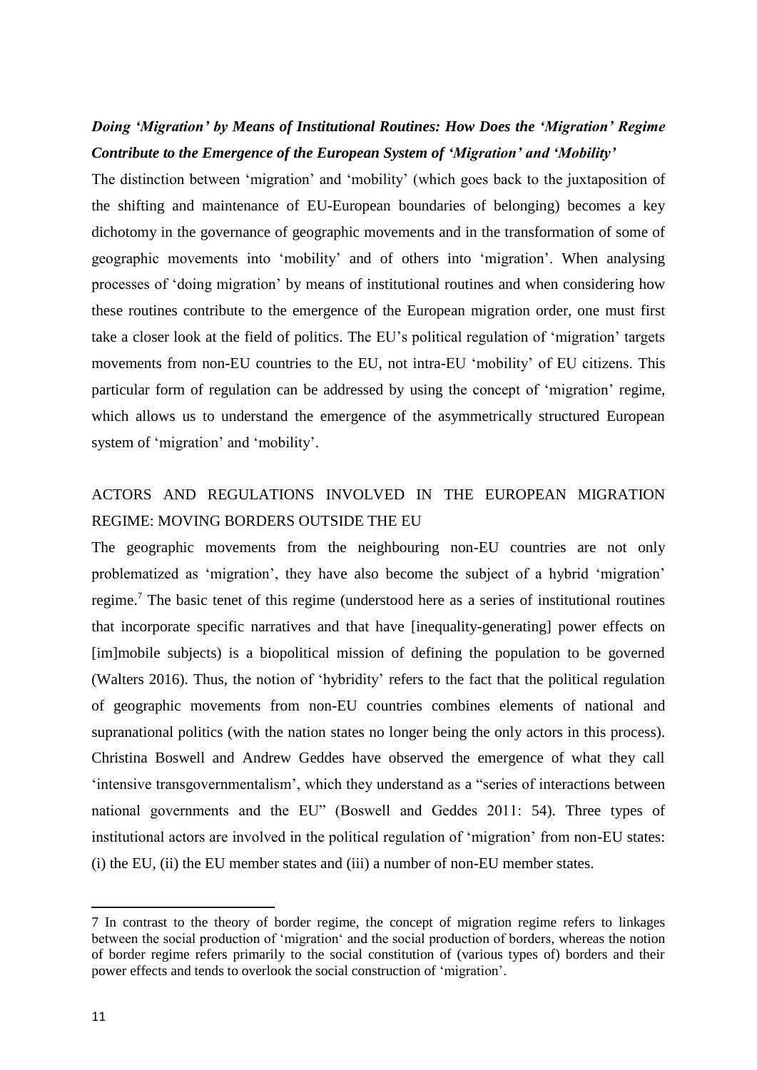### *Doing 'Migration' by Means of Institutional Routines: How Does the 'Migration' Regime Contribute to the Emergence of the European System of 'Migration' and 'Mobility'*

The distinction between 'migration' and 'mobility' (which goes back to the juxtaposition of the shifting and maintenance of EU-European boundaries of belonging) becomes a key dichotomy in the governance of geographic movements and in the transformation of some of geographic movements into 'mobility' and of others into 'migration'. When analysing processes of 'doing migration' by means of institutional routines and when considering how these routines contribute to the emergence of the European migration order, one must first take a closer look at the field of politics. The EU's political regulation of 'migration' targets movements from non-EU countries to the EU, not intra-EU 'mobility' of EU citizens. This particular form of regulation can be addressed by using the concept of 'migration' regime, which allows us to understand the emergence of the asymmetrically structured European system of 'migration' and 'mobility'.

## ACTORS AND REGULATIONS INVOLVED IN THE EUROPEAN MIGRATION REGIME: MOVING BORDERS OUTSIDE THE EU

The geographic movements from the neighbouring non-EU countries are not only problematized as 'migration', they have also become the subject of a hybrid 'migration' regime.[7] The basic tenet of this regime (understood here as a series of institutional routines that incorporate specific narratives and that have [inequality-generating] power effects on [im]mobile subjects) is a biopolitical mission of defining the population to be governed (Walters 2016). Thus, the notion of 'hybridity' refers to the fact that the political regulation of geographic movements from non-EU countries combines elements of national and supranational politics (with the nation states no longer being the only actors in this process). Christina Boswell and Andrew Geddes have observed the emergence of what they call 'intensive transgovernmentalism', which they understand as a "series of interactions between national governments and the EU" (Boswell and Geddes 2011: 54). Three types of institutional actors are involved in the political regulation of 'migration' from non-EU states: (i) the EU, (ii) the EU member states and (iii) a number of non-EU member states.

---

7 In contrast to the theory of border regime, the concept of migration regime refers to linkages between the social production of 'migration' and the social production of borders, whereas the notion of border regime refers primarily to the social constitution of (various types of) borders and their power effects and tends to overlook the social construction of 'migration'.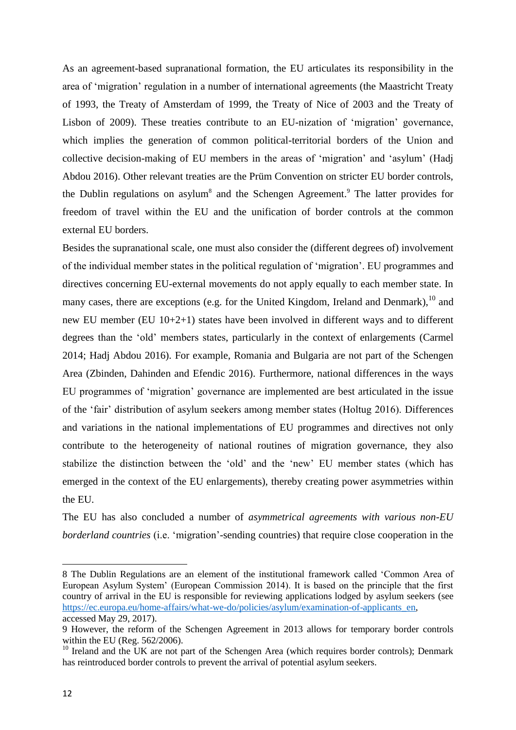As an agreement-based supranational formation, the EU articulates its responsibility in the area of 'migration' regulation in a number of international agreements (the Maastricht Treaty of 1993, the Treaty of Amsterdam of 1999, the Treaty of Nice of 2003 and the Treaty of Lisbon of 2009). These treaties contribute to an EU-nization of 'migration' governance, which implies the generation of common political-territorial borders of the Union and collective decision-making of EU members in the areas of 'migration' and 'asylum' (Hadj Abdou 2016). Other relevant treaties are the Prüm Convention on stricter EU border controls, the Dublin regulations on asylum[8] and the Schengen Agreement.[9] The latter provides for freedom of travel within the EU and the unification of border controls at the common external EU borders.

Besides the supranational scale, one must also consider the (different degrees of) involvement of the individual member states in the political regulation of 'migration'. EU programmes and directives concerning EU-external movements do not apply equally to each member state. In many cases, there are exceptions (e.g. for the United Kingdom, Ireland and Denmark),[10] and new EU member (EU 10+2+1) states have been involved in different ways and to different degrees than the 'old' members states, particularly in the context of enlargements (Carmel 2014; Hadj Abdou 2016). For example, Romania and Bulgaria are not part of the Schengen Area (Zbinden, Dahinden and Efendic 2016). Furthermore, national differences in the ways EU programmes of 'migration' governance are implemented are best articulated in the issue of the 'fair' distribution of asylum seekers among member states (Holtug 2016). Differences and variations in the national implementations of EU programmes and directives not only contribute to the heterogeneity of national routines of migration governance, they also stabilize the distinction between the 'old' and the 'new' EU member states (which has emerged in the context of the EU enlargements), thereby creating power asymmetries within the EU.

The EU has also concluded a number of *asymmetrical agreements with various non-EU borderland countries* (i.e. 'migration'-sending countries) that require close cooperation in the

---

8 The Dublin Regulations are an element of the institutional framework called 'Common Area of European Asylum System' (European Commission 2014). It is based on the principle that the first country of arrival in the EU is responsible for reviewing applications lodged by asylum seekers (see https://ec.europa.eu/home-affairs/what-we-do/policies/asylum/examination-of-applicants_en, accessed May 29, 2017).

9 However, the reform of the Schengen Agreement in 2013 allows for temporary border controls within the EU (Reg. 562/2006).

10 Ireland and the UK are not part of the Schengen Area (which requires border controls); Denmark has reintroduced border controls to prevent the arrival of potential asylum seekers.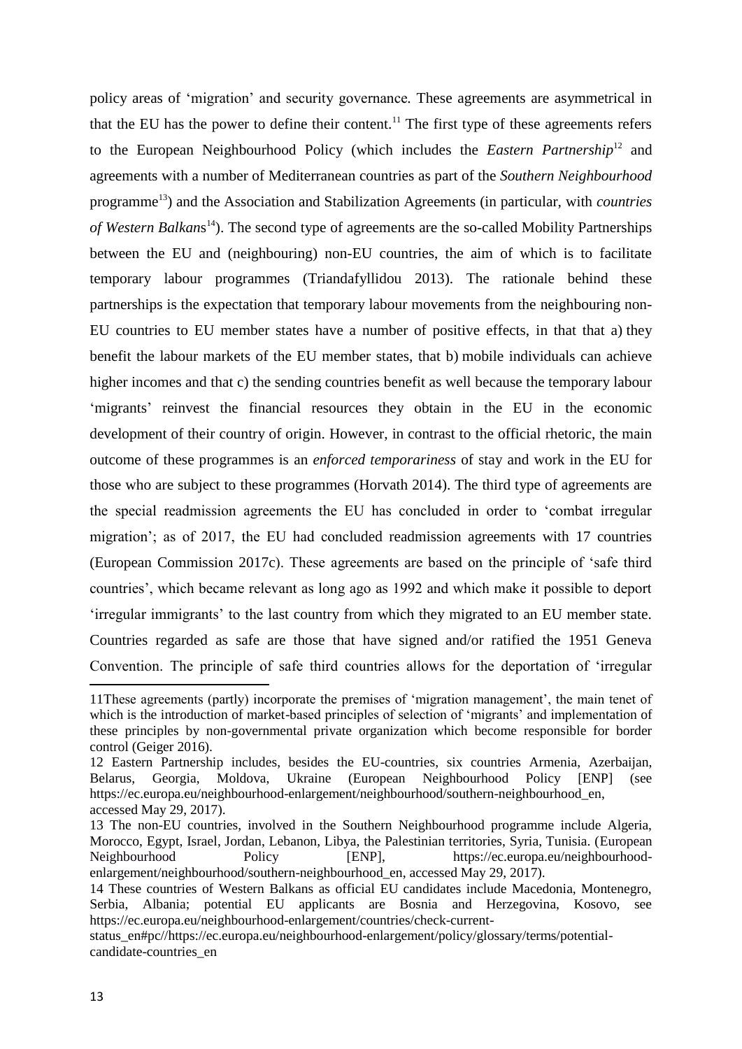policy areas of 'migration' and security governance. These agreements are asymmetrical in that the EU has the power to define their content.[11] The first type of these agreements refers to the European Neighbourhood Policy (which includes the *Eastern Partnership*[12] and agreements with a number of Mediterranean countries as part of the *Southern Neighbourhood* programme[13]) and the Association and Stabilization Agreements (in particular, with *countries of Western Balkans*[14]). The second type of agreements are the so-called Mobility Partnerships between the EU and (neighbouring) non-EU countries, the aim of which is to facilitate temporary labour programmes (Triandafyllidou 2013). The rationale behind these partnerships is the expectation that temporary labour movements from the neighbouring non-EU countries to EU member states have a number of positive effects, in that that a) they benefit the labour markets of the EU member states, that b) mobile individuals can achieve higher incomes and that c) the sending countries benefit as well because the temporary labour 'migrants' reinvest the financial resources they obtain in the EU in the economic development of their country of origin. However, in contrast to the official rhetoric, the main outcome of these programmes is an *enforced temporariness* of stay and work in the EU for those who are subject to these programmes (Horvath 2014). The third type of agreements are the special readmission agreements the EU has concluded in order to 'combat irregular migration'; as of 2017, the EU had concluded readmission agreements with 17 countries (European Commission 2017c). These agreements are based on the principle of 'safe third countries', which became relevant as long ago as 1992 and which make it possible to deport 'irregular immigrants' to the last country from which they migrated to an EU member state. Countries regarded as safe are those that have signed and/or ratified the 1951 Geneva Convention. The principle of safe third countries allows for the deportation of 'irregular

---

11These agreements (partly) incorporate the premises of 'migration management', the main tenet of which is the introduction of market-based principles of selection of 'migrants' and implementation of these principles by non-governmental private organization which become responsible for border control (Geiger 2016).

12 Eastern Partnership includes, besides the EU-countries, six countries Armenia, Azerbaijan, Belarus, Georgia, Moldova, Ukraine (European Neighbourhood Policy [ENP] (see https://ec.europa.eu/neighbourhood-enlargement/neighbourhood/southern-neighbourhood_en, accessed May 29, 2017).

13 The non-EU countries, involved in the Southern Neighbourhood programme include Algeria, Morocco, Egypt, Israel, Jordan, Lebanon, Libya, the Palestinian territories, Syria, Tunisia. (European Neighbourhood Policy [ENP], https://ec.europa.eu/neighbourhood-enlargement/neighbourhood/southern-neighbourhood_en, accessed May 29, 2017).

14 These countries of Western Balkans as official EU candidates include Macedonia, Montenegro, Serbia, Albania; potential EU applicants are Bosnia and Herzegovina, Kosovo, see https://ec.europa.eu/neighbourhood-enlargement/countries/check-current-status_en#pc//https://ec.europa.eu/neighbourhood-enlargement/policy/glossary/terms/potential-candidate-countries_en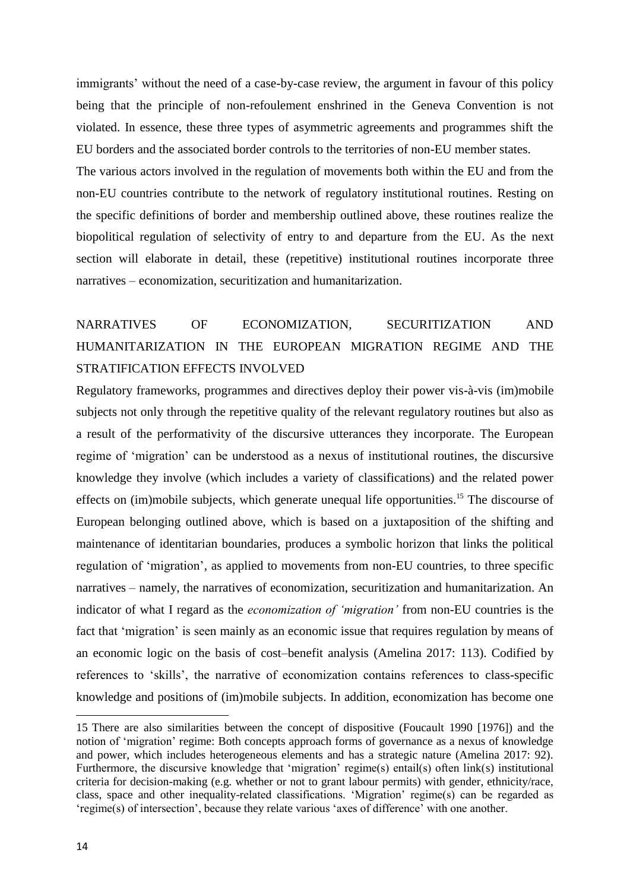immigrants' without the need of a case-by-case review, the argument in favour of this policy being that the principle of non-refoulement enshrined in the Geneva Convention is not violated. In essence, these three types of asymmetric agreements and programmes shift the EU borders and the associated border controls to the territories of non-EU member states.

The various actors involved in the regulation of movements both within the EU and from the non-EU countries contribute to the network of regulatory institutional routines. Resting on the specific definitions of border and membership outlined above, these routines realize the biopolitical regulation of selectivity of entry to and departure from the EU. As the next section will elaborate in detail, these (repetitive) institutional routines incorporate three narratives – economization, securitization and humanitarization.

## NARRATIVES OF ECONOMIZATION, SECURITIZATION AND HUMANITARIZATION IN THE EUROPEAN MIGRATION REGIME AND THE STRATIFICATION EFFECTS INVOLVED

Regulatory frameworks, programmes and directives deploy their power vis-à-vis (im)mobile subjects not only through the repetitive quality of the relevant regulatory routines but also as a result of the performativity of the discursive utterances they incorporate. The European regime of 'migration' can be understood as a nexus of institutional routines, the discursive knowledge they involve (which includes a variety of classifications) and the related power effects on (im)mobile subjects, which generate unequal life opportunities.[15] The discourse of European belonging outlined above, which is based on a juxtaposition of the shifting and maintenance of identitarian boundaries, produces a symbolic horizon that links the political regulation of 'migration', as applied to movements from non-EU countries, to three specific narratives – namely, the narratives of economization, securitization and humanitarization. An indicator of what I regard as the *economization of 'migration'* from non-EU countries is the fact that 'migration' is seen mainly as an economic issue that requires regulation by means of an economic logic on the basis of cost–benefit analysis (Amelina 2017: 113). Codified by references to 'skills', the narrative of economization contains references to class-specific knowledge and positions of (im)mobile subjects. In addition, economization has become one

---

15 There are also similarities between the concept of dispositive (Foucault 1990 [1976]) and the notion of 'migration' regime: Both concepts approach forms of governance as a nexus of knowledge and power, which includes heterogeneous elements and has a strategic nature (Amelina 2017: 92). Furthermore, the discursive knowledge that 'migration' regime(s) entail(s) often link(s) institutional criteria for decision-making (e.g. whether or not to grant labour permits) with gender, ethnicity/race, class, space and other inequality-related classifications. 'Migration' regime(s) can be regarded as 'regime(s) of intersection', because they relate various 'axes of difference' with one another.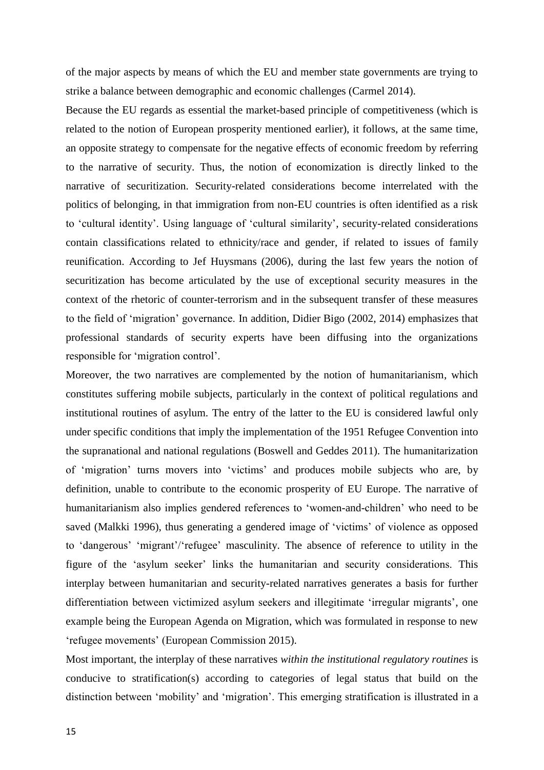of the major aspects by means of which the EU and member state governments are trying to strike a balance between demographic and economic challenges (Carmel 2014).

Because the EU regards as essential the market-based principle of competitiveness (which is related to the notion of European prosperity mentioned earlier), it follows, at the same time, an opposite strategy to compensate for the negative effects of economic freedom by referring to the narrative of security. Thus, the notion of economization is directly linked to the narrative of securitization. Security-related considerations become interrelated with the politics of belonging, in that immigration from non-EU countries is often identified as a risk to 'cultural identity'. Using language of 'cultural similarity', security-related considerations contain classifications related to ethnicity/race and gender, if related to issues of family reunification. According to Jef Huysmans (2006), during the last few years the notion of securitization has become articulated by the use of exceptional security measures in the context of the rhetoric of counter-terrorism and in the subsequent transfer of these measures to the field of 'migration' governance. In addition, Didier Bigo (2002, 2014) emphasizes that professional standards of security experts have been diffusing into the organizations responsible for 'migration control'.

Moreover, the two narratives are complemented by the notion of humanitarianism, which constitutes suffering mobile subjects, particularly in the context of political regulations and institutional routines of asylum. The entry of the latter to the EU is considered lawful only under specific conditions that imply the implementation of the 1951 Refugee Convention into the supranational and national regulations (Boswell and Geddes 2011). The humanitarization of 'migration' turns movers into 'victims' and produces mobile subjects who are, by definition, unable to contribute to the economic prosperity of EU Europe. The narrative of humanitarianism also implies gendered references to 'women-and-children' who need to be saved (Malkki 1996), thus generating a gendered image of 'victims' of violence as opposed to 'dangerous' 'migrant'/'refugee' masculinity. The absence of reference to utility in the figure of the 'asylum seeker' links the humanitarian and security considerations. This interplay between humanitarian and security-related narratives generates a basis for further differentiation between victimized asylum seekers and illegitimate 'irregular migrants', one example being the European Agenda on Migration, which was formulated in response to new 'refugee movements' (European Commission 2015).

Most important, the interplay of these narratives *within the institutional regulatory routines* is conducive to stratification(s) according to categories of legal status that build on the distinction between 'mobility' and 'migration'. This emerging stratification is illustrated in a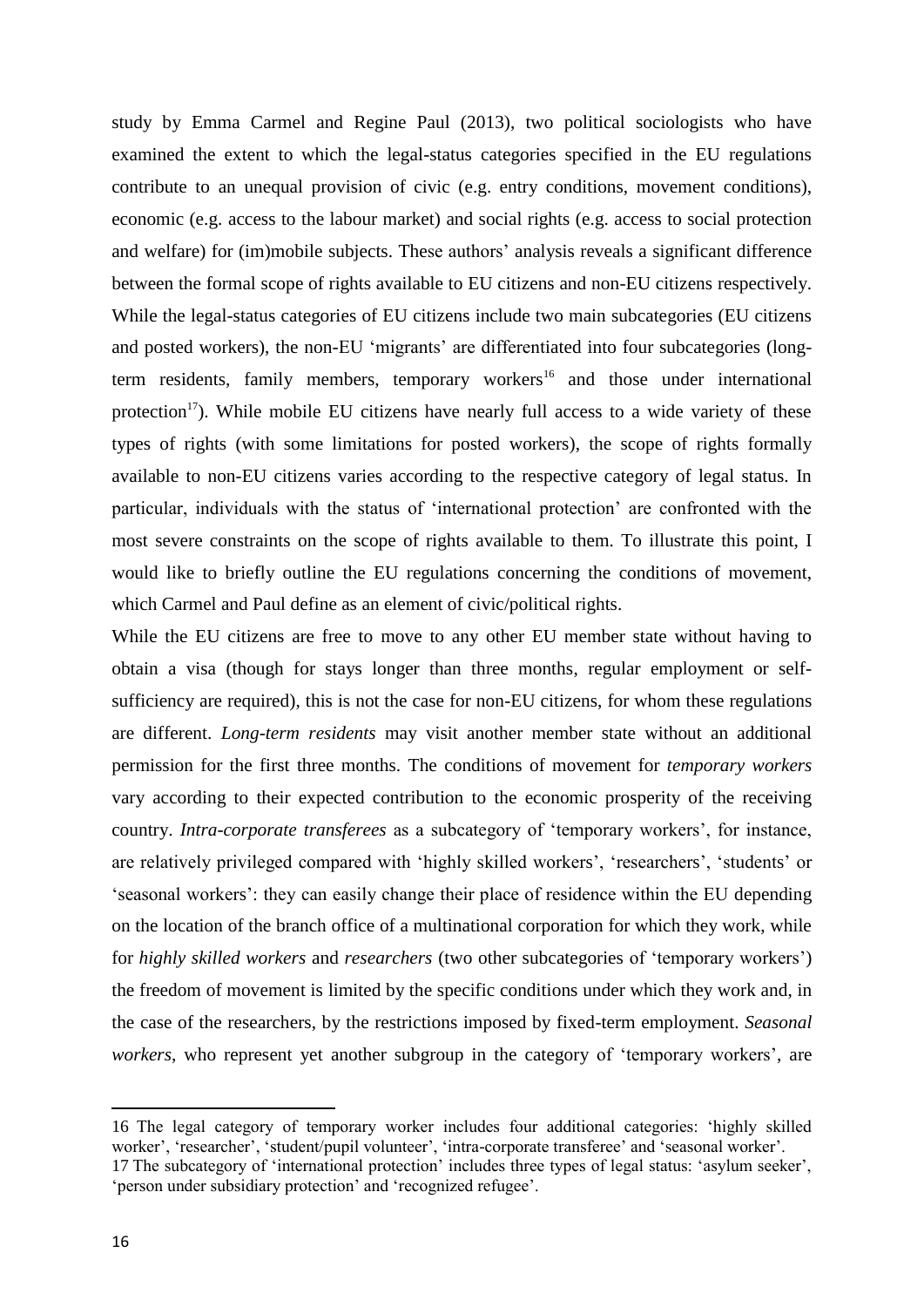study by Emma Carmel and Regine Paul (2013), two political sociologists who have examined the extent to which the legal-status categories specified in the EU regulations contribute to an unequal provision of civic (e.g. entry conditions, movement conditions), economic (e.g. access to the labour market) and social rights (e.g. access to social protection and welfare) for (im)mobile subjects. These authors' analysis reveals a significant difference between the formal scope of rights available to EU citizens and non-EU citizens respectively. While the legal-status categories of EU citizens include two main subcategories (EU citizens and posted workers), the non-EU 'migrants' are differentiated into four subcategories (long-term residents, family members, temporary workers[16] and those under international protection[17]). While mobile EU citizens have nearly full access to a wide variety of these types of rights (with some limitations for posted workers), the scope of rights formally available to non-EU citizens varies according to the respective category of legal status. In particular, individuals with the status of 'international protection' are confronted with the most severe constraints on the scope of rights available to them. To illustrate this point, I would like to briefly outline the EU regulations concerning the conditions of movement, which Carmel and Paul define as an element of civic/political rights.

While the EU citizens are free to move to any other EU member state without having to obtain a visa (though for stays longer than three months, regular employment or self-sufficiency are required), this is not the case for non-EU citizens, for whom these regulations are different. *Long-term residents* may visit another member state without an additional permission for the first three months. The conditions of movement for *temporary workers* vary according to their expected contribution to the economic prosperity of the receiving country. *Intra-corporate transferees* as a subcategory of 'temporary workers', for instance, are relatively privileged compared with 'highly skilled workers', 'researchers', 'students' or 'seasonal workers': they can easily change their place of residence within the EU depending on the location of the branch office of a multinational corporation for which they work, while for *highly skilled workers* and *researchers* (two other subcategories of 'temporary workers') the freedom of movement is limited by the specific conditions under which they work and, in the case of the researchers, by the restrictions imposed by fixed-term employment. *Seasonal workers*, who represent yet another subgroup in the category of 'temporary workers', are

16 The legal category of temporary worker includes four additional categories: 'highly skilled worker', 'researcher', 'student/pupil volunteer', 'intra-corporate transferee' and 'seasonal worker'.

17 The subcategory of 'international protection' includes three types of legal status: 'asylum seeker', 'person under subsidiary protection' and 'recognized refugee'.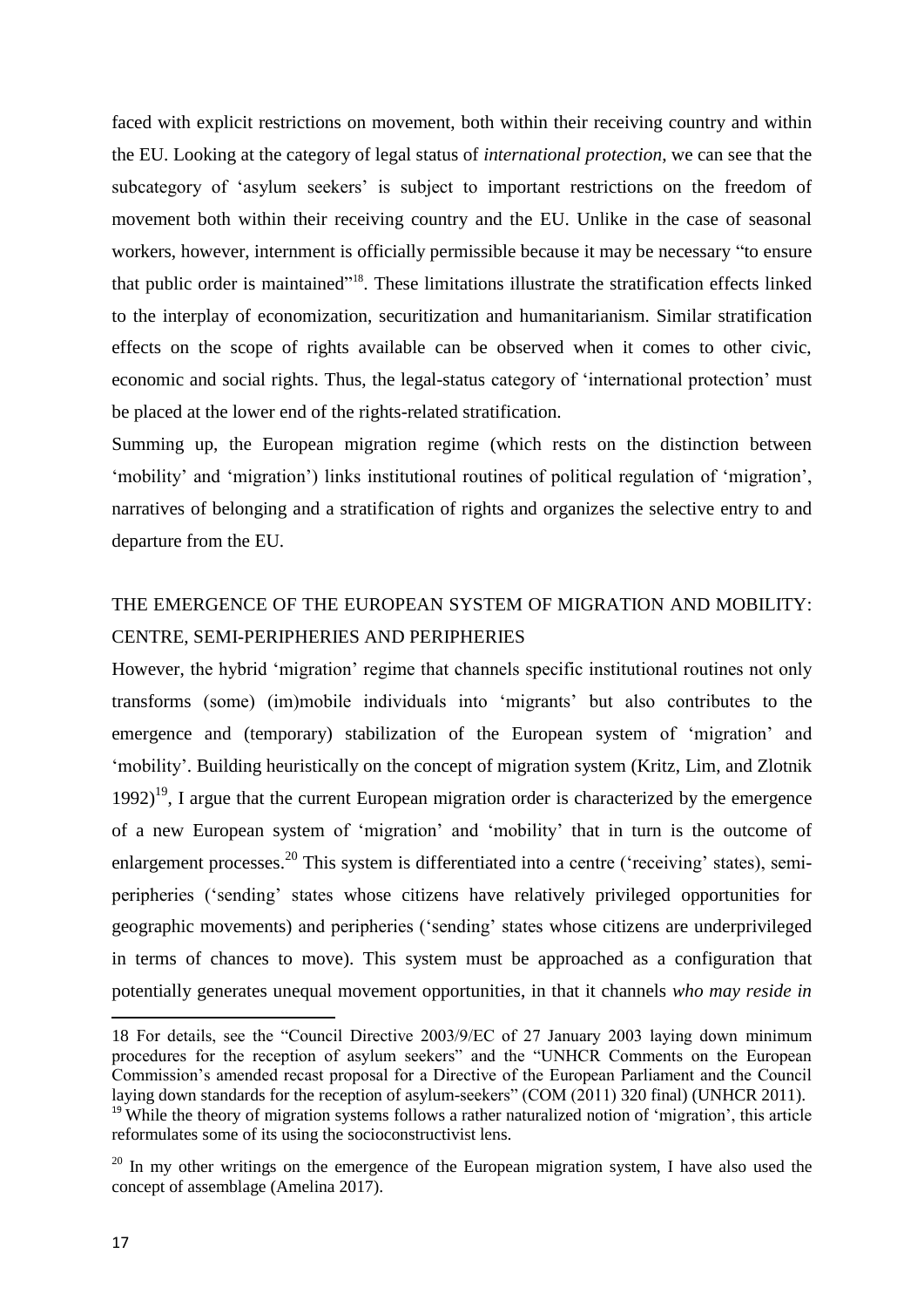faced with explicit restrictions on movement, both within their receiving country and within the EU. Looking at the category of legal status of *international protection*, we can see that the subcategory of 'asylum seekers' is subject to important restrictions on the freedom of movement both within their receiving country and the EU. Unlike in the case of seasonal workers, however, internment is officially permissible because it may be necessary "to ensure that public order is maintained"[18]. These limitations illustrate the stratification effects linked to the interplay of economization, securitization and humanitarianism. Similar stratification effects on the scope of rights available can be observed when it comes to other civic, economic and social rights. Thus, the legal-status category of 'international protection' must be placed at the lower end of the rights-related stratification.

Summing up, the European migration regime (which rests on the distinction between 'mobility' and 'migration') links institutional routines of political regulation of 'migration', narratives of belonging and a stratification of rights and organizes the selective entry to and departure from the EU.

## THE EMERGENCE OF THE EUROPEAN SYSTEM OF MIGRATION AND MOBILITY: CENTRE, SEMI-PERIPHERIES AND PERIPHERIES

However, the hybrid 'migration' regime that channels specific institutional routines not only transforms (some) (im)mobile individuals into 'migrants' but also contributes to the emergence and (temporary) stabilization of the European system of 'migration' and 'mobility'. Building heuristically on the concept of migration system (Kritz, Lim, and Zlotnik 1992)[19], I argue that the current European migration order is characterized by the emergence of a new European system of 'migration' and 'mobility' that in turn is the outcome of enlargement processes.[20] This system is differentiated into a centre ('receiving' states), semi-peripheries ('sending' states whose citizens have relatively privileged opportunities for geographic movements) and peripheries ('sending' states whose citizens are underprivileged in terms of chances to move). This system must be approached as a configuration that potentially generates unequal movement opportunities, in that it channels *who may reside in*

---

18 For details, see the "Council Directive 2003/9/EC of 27 January 2003 laying down minimum procedures for the reception of asylum seekers" and the "UNHCR Comments on the European Commission's amended recast proposal for a Directive of the European Parliament and the Council laying down standards for the reception of asylum-seekers" (COM (2011) 320 final) (UNHCR 2011).

19 While the theory of migration systems follows a rather naturalized notion of 'migration', this article reformulates some of its using the socioconstructivist lens.

20 In my other writings on the emergence of the European migration system, I have also used the concept of assemblage (Amelina 2017).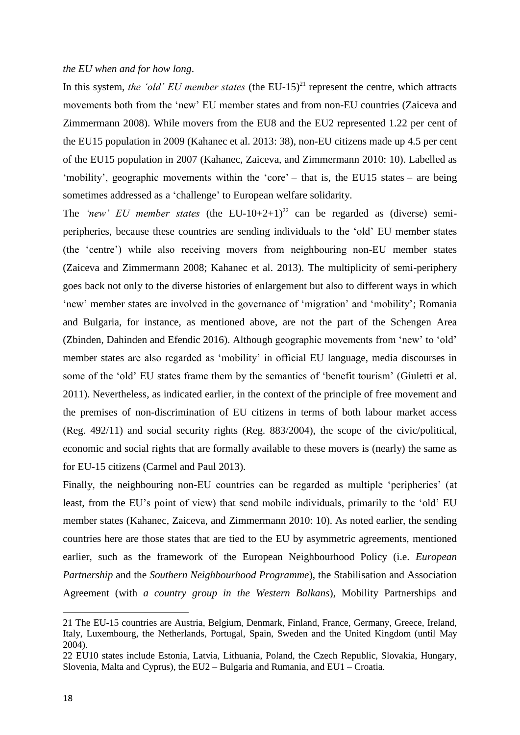*the EU when and for how long*.

In this system, *the 'old' EU member states* (the EU-15)[21] represent the centre, which attracts movements both from the 'new' EU member states and from non-EU countries (Zaiceva and Zimmermann 2008). While movers from the EU8 and the EU2 represented 1.22 per cent of the EU15 population in 2009 (Kahanec et al. 2013: 38), non-EU citizens made up 4.5 per cent of the EU15 population in 2007 (Kahanec, Zaiceva, and Zimmermann 2010: 10). Labelled as 'mobility', geographic movements within the 'core' – that is, the EU15 states – are being sometimes addressed as a 'challenge' to European welfare solidarity.

The *'new' EU member states* (the EU-10+2+1)[22] can be regarded as (diverse) semi-peripheries, because these countries are sending individuals to the 'old' EU member states (the 'centre') while also receiving movers from neighbouring non-EU member states (Zaiceva and Zimmermann 2008; Kahanec et al. 2013). The multiplicity of semi-periphery goes back not only to the diverse histories of enlargement but also to different ways in which 'new' member states are involved in the governance of 'migration' and 'mobility'; Romania and Bulgaria, for instance, as mentioned above, are not the part of the Schengen Area (Zbinden, Dahinden and Efendic 2016). Although geographic movements from 'new' to 'old' member states are also regarded as 'mobility' in official EU language, media discourses in some of the 'old' EU states frame them by the semantics of 'benefit tourism' (Giuletti et al. 2011). Nevertheless, as indicated earlier, in the context of the principle of free movement and the premises of non-discrimination of EU citizens in terms of both labour market access (Reg. 492/11) and social security rights (Reg. 883/2004), the scope of the civic/political, economic and social rights that are formally available to these movers is (nearly) the same as for EU-15 citizens (Carmel and Paul 2013).

Finally, the neighbouring non-EU countries can be regarded as multiple 'peripheries' (at least, from the EU's point of view) that send mobile individuals, primarily to the 'old' EU member states (Kahanec, Zaiceva, and Zimmermann 2010: 10). As noted earlier, the sending countries here are those states that are tied to the EU by asymmetric agreements, mentioned earlier, such as the framework of the European Neighbourhood Policy (i.e. *European Partnership* and the *Southern Neighbourhood Programme*), the Stabilisation and Association Agreement (with *a country group in the Western Balkans*), Mobility Partnerships and

---

21 The EU-15 countries are Austria, Belgium, Denmark, Finland, France, Germany, Greece, Ireland, Italy, Luxembourg, the Netherlands, Portugal, Spain, Sweden and the United Kingdom (until May 2004).

22 EU10 states include Estonia, Latvia, Lithuania, Poland, the Czech Republic, Slovakia, Hungary, Slovenia, Malta and Cyprus), the EU2 – Bulgaria and Rumania, and EU1 – Croatia.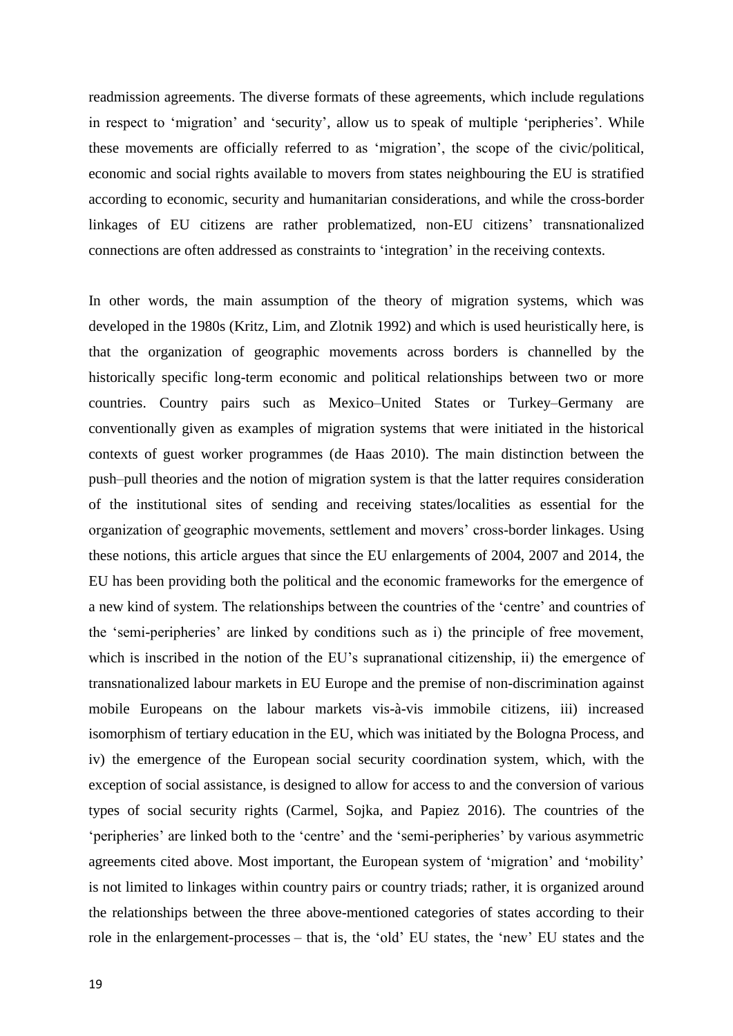readmission agreements. The diverse formats of these agreements, which include regulations in respect to 'migration' and 'security', allow us to speak of multiple 'peripheries'. While these movements are officially referred to as 'migration', the scope of the civic/political, economic and social rights available to movers from states neighbouring the EU is stratified according to economic, security and humanitarian considerations, and while the cross-border linkages of EU citizens are rather problematized, non-EU citizens' transnationalized connections are often addressed as constraints to 'integration' in the receiving contexts.

In other words, the main assumption of the theory of migration systems, which was developed in the 1980s (Kritz, Lim, and Zlotnik 1992) and which is used heuristically here, is that the organization of geographic movements across borders is channelled by the historically specific long-term economic and political relationships between two or more countries. Country pairs such as Mexico–United States or Turkey–Germany are conventionally given as examples of migration systems that were initiated in the historical contexts of guest worker programmes (de Haas 2010). The main distinction between the push–pull theories and the notion of migration system is that the latter requires consideration of the institutional sites of sending and receiving states/localities as essential for the organization of geographic movements, settlement and movers' cross-border linkages. Using these notions, this article argues that since the EU enlargements of 2004, 2007 and 2014, the EU has been providing both the political and the economic frameworks for the emergence of a new kind of system. The relationships between the countries of the 'centre' and countries of the 'semi-peripheries' are linked by conditions such as i) the principle of free movement, which is inscribed in the notion of the EU's supranational citizenship, ii) the emergence of transnationalized labour markets in EU Europe and the premise of non-discrimination against mobile Europeans on the labour markets vis-à-vis immobile citizens, iii) increased isomorphism of tertiary education in the EU, which was initiated by the Bologna Process, and iv) the emergence of the European social security coordination system, which, with the exception of social assistance, is designed to allow for access to and the conversion of various types of social security rights (Carmel, Sojka, and Papiez 2016). The countries of the 'peripheries' are linked both to the 'centre' and the 'semi-peripheries' by various asymmetric agreements cited above. Most important, the European system of 'migration' and 'mobility' is not limited to linkages within country pairs or country triads; rather, it is organized around the relationships between the three above-mentioned categories of states according to their role in the enlargement-processes – that is, the 'old' EU states, the 'new' EU states and the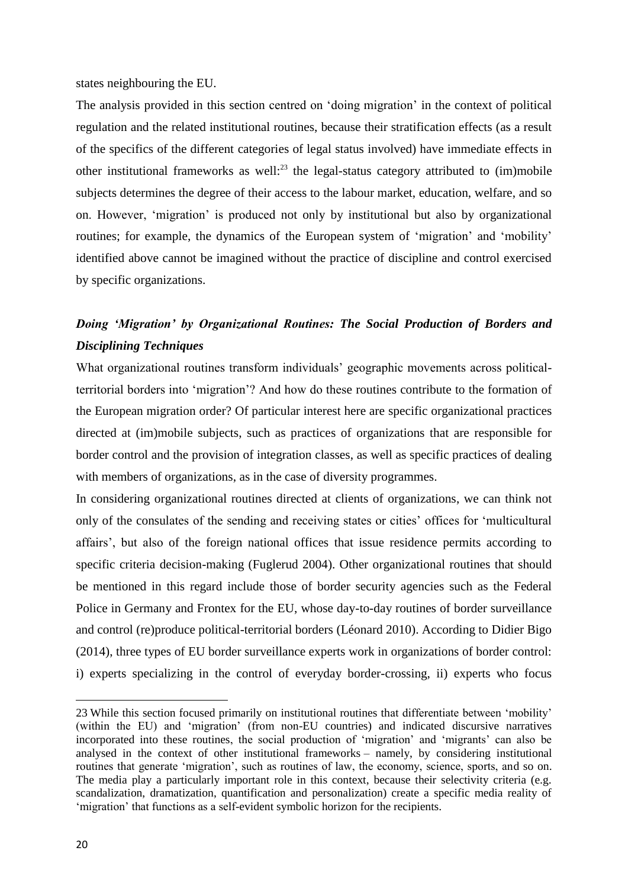states neighbouring the EU.

The analysis provided in this section centred on 'doing migration' in the context of political regulation and the related institutional routines, because their stratification effects (as a result of the specifics of the different categories of legal status involved) have immediate effects in other institutional frameworks as well:[23] the legal-status category attributed to (im)mobile subjects determines the degree of their access to the labour market, education, welfare, and so on. However, 'migration' is produced not only by institutional but also by organizational routines; for example, the dynamics of the European system of 'migration' and 'mobility' identified above cannot be imagined without the practice of discipline and control exercised by specific organizations.

### *Doing 'Migration' by Organizational Routines: The Social Production of Borders and Disciplining Techniques*

What organizational routines transform individuals' geographic movements across political-territorial borders into 'migration'? And how do these routines contribute to the formation of the European migration order? Of particular interest here are specific organizational practices directed at (im)mobile subjects, such as practices of organizations that are responsible for border control and the provision of integration classes, as well as specific practices of dealing with members of organizations, as in the case of diversity programmes.

In considering organizational routines directed at clients of organizations, we can think not only of the consulates of the sending and receiving states or cities' offices for 'multicultural affairs', but also of the foreign national offices that issue residence permits according to specific criteria decision-making (Fuglerud 2004). Other organizational routines that should be mentioned in this regard include those of border security agencies such as the Federal Police in Germany and Frontex for the EU, whose day-to-day routines of border surveillance and control (re)produce political-territorial borders (Léonard 2010). According to Didier Bigo (2014), three types of EU border surveillance experts work in organizations of border control: i) experts specializing in the control of everyday border-crossing, ii) experts who focus

23 While this section focused primarily on institutional routines that differentiate between 'mobility' (within the EU) and 'migration' (from non-EU countries) and indicated discursive narratives incorporated into these routines, the social production of 'migration' and 'migrants' can also be analysed in the context of other institutional frameworks – namely, by considering institutional routines that generate 'migration', such as routines of law, the economy, science, sports, and so on. The media play a particularly important role in this context, because their selectivity criteria (e.g. scandalization, dramatization, quantification and personalization) create a specific media reality of 'migration' that functions as a self-evident symbolic horizon for the recipients.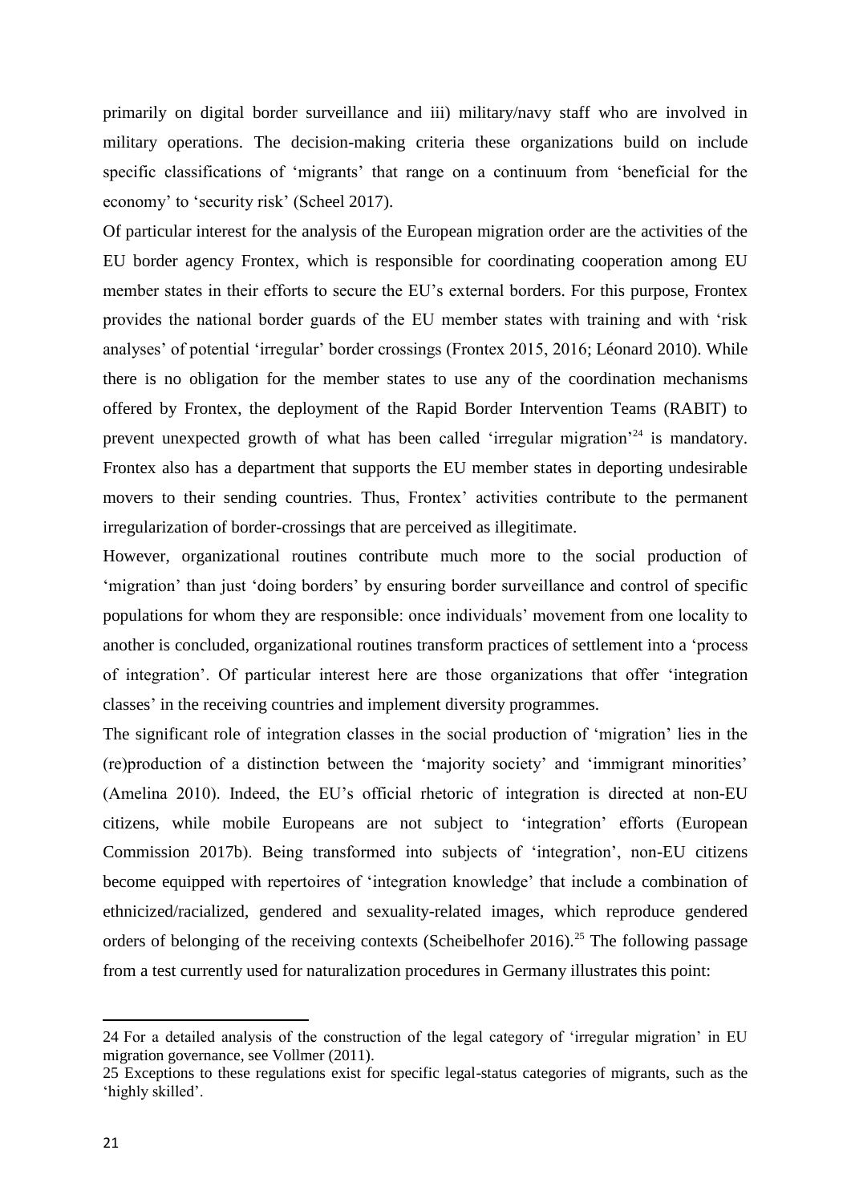primarily on digital border surveillance and iii) military/navy staff who are involved in military operations. The decision-making criteria these organizations build on include specific classifications of 'migrants' that range on a continuum from 'beneficial for the economy' to 'security risk' (Scheel 2017).

Of particular interest for the analysis of the European migration order are the activities of the EU border agency Frontex, which is responsible for coordinating cooperation among EU member states in their efforts to secure the EU's external borders. For this purpose, Frontex provides the national border guards of the EU member states with training and with 'risk analyses' of potential 'irregular' border crossings (Frontex 2015, 2016; Léonard 2010). While there is no obligation for the member states to use any of the coordination mechanisms offered by Frontex, the deployment of the Rapid Border Intervention Teams (RABIT) to prevent unexpected growth of what has been called 'irregular migration'[24] is mandatory. Frontex also has a department that supports the EU member states in deporting undesirable movers to their sending countries. Thus, Frontex' activities contribute to the permanent irregularization of border-crossings that are perceived as illegitimate.

However, organizational routines contribute much more to the social production of 'migration' than just 'doing borders' by ensuring border surveillance and control of specific populations for whom they are responsible: once individuals' movement from one locality to another is concluded, organizational routines transform practices of settlement into a 'process of integration'. Of particular interest here are those organizations that offer 'integration classes' in the receiving countries and implement diversity programmes.

The significant role of integration classes in the social production of 'migration' lies in the (re)production of a distinction between the 'majority society' and 'immigrant minorities' (Amelina 2010). Indeed, the EU's official rhetoric of integration is directed at non-EU citizens, while mobile Europeans are not subject to 'integration' efforts (European Commission 2017b). Being transformed into subjects of 'integration', non-EU citizens become equipped with repertoires of 'integration knowledge' that include a combination of ethnicized/racialized, gendered and sexuality-related images, which reproduce gendered orders of belonging of the receiving contexts (Scheibelhofer 2016).[25] The following passage from a test currently used for naturalization procedures in Germany illustrates this point:

---

24 For a detailed analysis of the construction of the legal category of 'irregular migration' in EU migration governance, see Vollmer (2011).

25 Exceptions to these regulations exist for specific legal-status categories of migrants, such as the 'highly skilled'.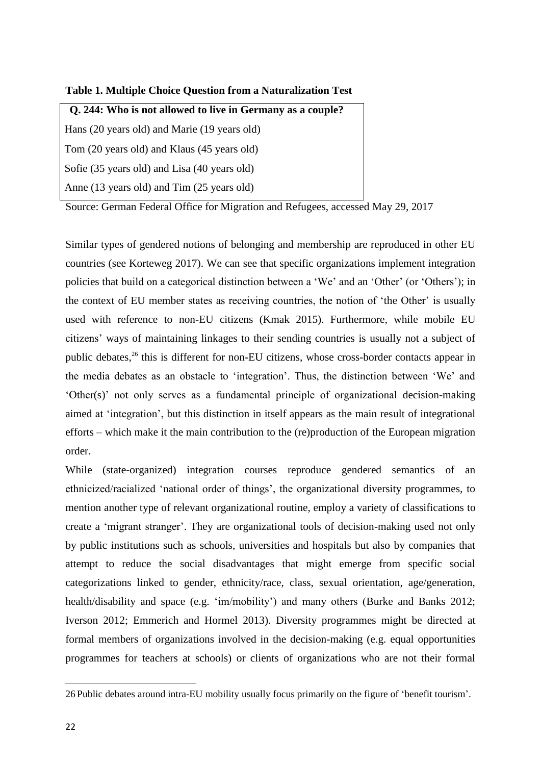**Table 1. Multiple Choice Question from a Naturalization Test**

| **Q. 244: Who is not allowed to live in Germany as a couple?** |
| --- |
| Hans (20 years old) and Marie (19 years old) |
| Tom (20 years old) and Klaus (45 years old) |
| Sofie (35 years old) and Lisa (40 years old) |
| Anne (13 years old) and Tim (25 years old) |

Source: German Federal Office for Migration and Refugees, accessed May 29, 2017

Similar types of gendered notions of belonging and membership are reproduced in other EU countries (see Korteweg 2017). We can see that specific organizations implement integration policies that build on a categorical distinction between a 'We' and an 'Other' (or 'Others'); in the context of EU member states as receiving countries, the notion of 'the Other' is usually used with reference to non-EU citizens (Kmak 2015). Furthermore, while mobile EU citizens' ways of maintaining linkages to their sending countries is usually not a subject of public debates,[26] this is different for non-EU citizens, whose cross-border contacts appear in the media debates as an obstacle to 'integration'. Thus, the distinction between 'We' and 'Other(s)' not only serves as a fundamental principle of organizational decision-making aimed at 'integration', but this distinction in itself appears as the main result of integrational efforts – which make it the main contribution to the (re)production of the European migration order.

While (state-organized) integration courses reproduce gendered semantics of an ethnicized/racialized 'national order of things', the organizational diversity programmes, to mention another type of relevant organizational routine, employ a variety of classifications to create a 'migrant stranger'. They are organizational tools of decision-making used not only by public institutions such as schools, universities and hospitals but also by companies that attempt to reduce the social disadvantages that might emerge from specific social categorizations linked to gender, ethnicity/race, class, sexual orientation, age/generation, health/disability and space (e.g. 'im/mobility') and many others (Burke and Banks 2012; Iverson 2012; Emmerich and Hormel 2013). Diversity programmes might be directed at formal members of organizations involved in the decision-making (e.g. equal opportunities programmes for teachers at schools) or clients of organizations who are not their formal

26 Public debates around intra-EU mobility usually focus primarily on the figure of 'benefit tourism'.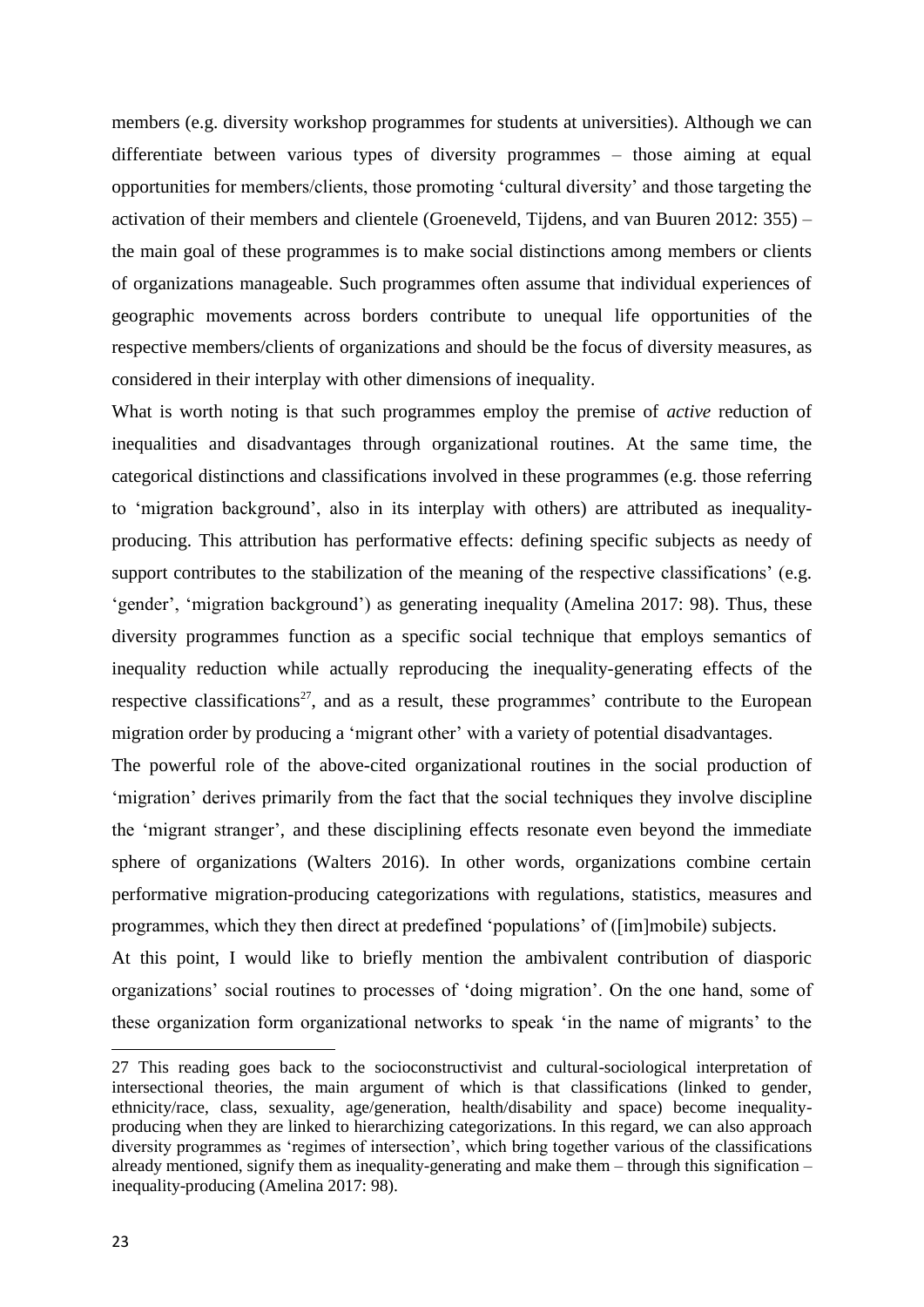members (e.g. diversity workshop programmes for students at universities). Although we can differentiate between various types of diversity programmes – those aiming at equal opportunities for members/clients, those promoting 'cultural diversity' and those targeting the activation of their members and clientele (Groeneveld, Tijdens, and van Buuren 2012: 355) – the main goal of these programmes is to make social distinctions among members or clients of organizations manageable. Such programmes often assume that individual experiences of geographic movements across borders contribute to unequal life opportunities of the respective members/clients of organizations and should be the focus of diversity measures, as considered in their interplay with other dimensions of inequality.

What is worth noting is that such programmes employ the premise of *active* reduction of inequalities and disadvantages through organizational routines. At the same time, the categorical distinctions and classifications involved in these programmes (e.g. those referring to 'migration background', also in its interplay with others) are attributed as inequality-producing. This attribution has performative effects: defining specific subjects as needy of support contributes to the stabilization of the meaning of the respective classifications' (e.g. 'gender', 'migration background') as generating inequality (Amelina 2017: 98). Thus, these diversity programmes function as a specific social technique that employs semantics of inequality reduction while actually reproducing the inequality-generating effects of the respective classifications[27], and as a result, these programmes' contribute to the European migration order by producing a 'migrant other' with a variety of potential disadvantages.

The powerful role of the above-cited organizational routines in the social production of 'migration' derives primarily from the fact that the social techniques they involve discipline the 'migrant stranger', and these disciplining effects resonate even beyond the immediate sphere of organizations (Walters 2016). In other words, organizations combine certain performative migration-producing categorizations with regulations, statistics, measures and programmes, which they then direct at predefined 'populations' of ([im]mobile) subjects.

At this point, I would like to briefly mention the ambivalent contribution of diasporic organizations' social routines to processes of 'doing migration'. On the one hand, some of these organization form organizational networks to speak 'in the name of migrants' to the

---

27 This reading goes back to the socioconstructivist and cultural-sociological interpretation of intersectional theories, the main argument of which is that classifications (linked to gender, ethnicity/race, class, sexuality, age/generation, health/disability and space) become inequality-producing when they are linked to hierarchizing categorizations. In this regard, we can also approach diversity programmes as 'regimes of intersection', which bring together various of the classifications already mentioned, signify them as inequality-generating and make them – through this signification – inequality-producing (Amelina 2017: 98).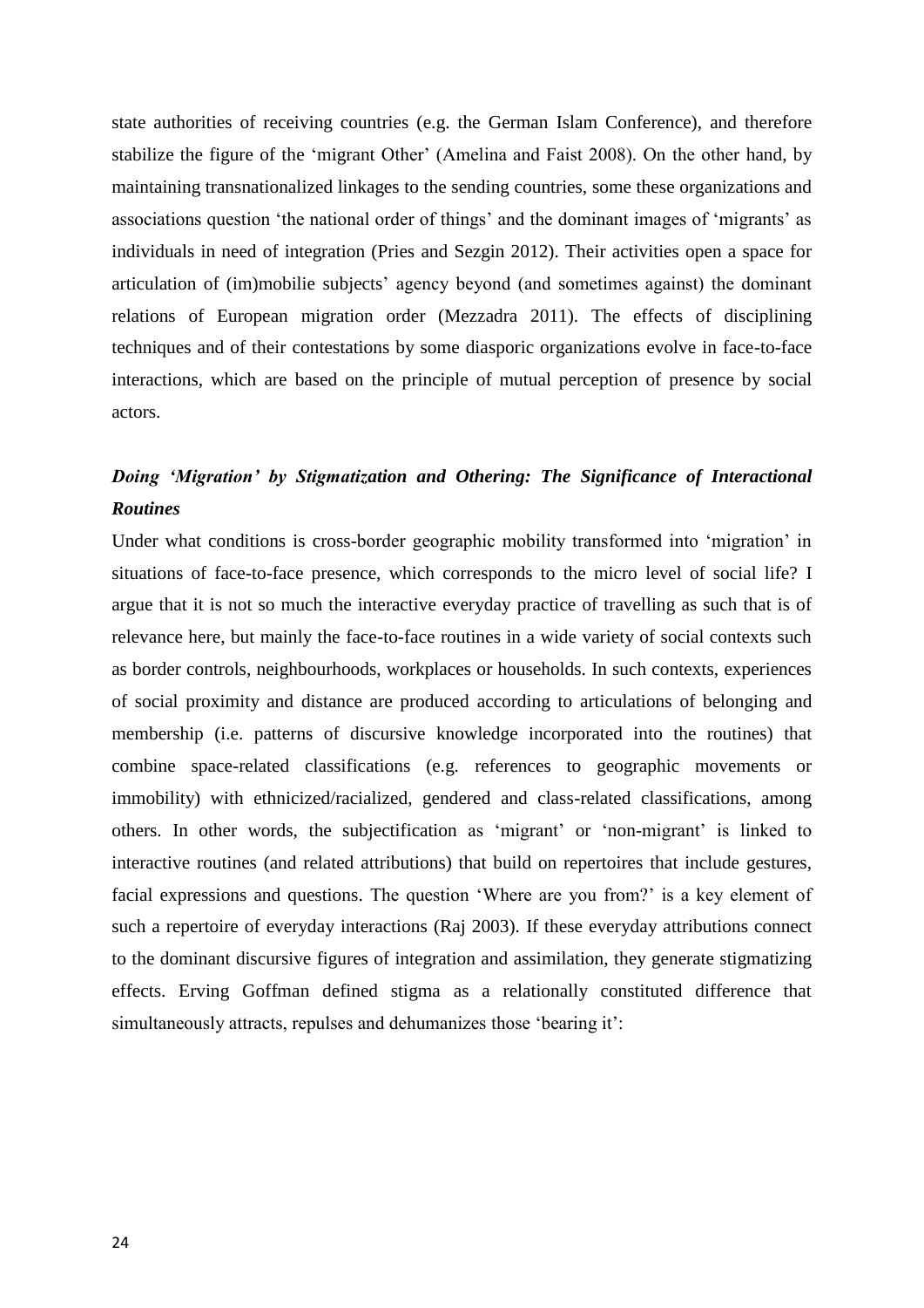state authorities of receiving countries (e.g. the German Islam Conference), and therefore stabilize the figure of the 'migrant Other' (Amelina and Faist 2008). On the other hand, by maintaining transnationalized linkages to the sending countries, some these organizations and associations question 'the national order of things' and the dominant images of 'migrants' as individuals in need of integration (Pries and Sezgin 2012). Their activities open a space for articulation of (im)mobilie subjects' agency beyond (and sometimes against) the dominant relations of European migration order (Mezzadra 2011). The effects of disciplining techniques and of their contestations by some diasporic organizations evolve in face-to-face interactions, which are based on the principle of mutual perception of presence by social actors.

### *Doing 'Migration' by Stigmatization and Othering: The Significance of Interactional Routines*

Under what conditions is cross-border geographic mobility transformed into 'migration' in situations of face-to-face presence, which corresponds to the micro level of social life? I argue that it is not so much the interactive everyday practice of travelling as such that is of relevance here, but mainly the face-to-face routines in a wide variety of social contexts such as border controls, neighbourhoods, workplaces or households. In such contexts, experiences of social proximity and distance are produced according to articulations of belonging and membership (i.e. patterns of discursive knowledge incorporated into the routines) that combine space-related classifications (e.g. references to geographic movements or immobility) with ethnicized/racialized, gendered and class-related classifications, among others. In other words, the subjectification as 'migrant' or 'non-migrant' is linked to interactive routines (and related attributions) that build on repertoires that include gestures, facial expressions and questions. The question 'Where are you from?' is a key element of such a repertoire of everyday interactions (Raj 2003). If these everyday attributions connect to the dominant discursive figures of integration and assimilation, they generate stigmatizing effects. Erving Goffman defined stigma as a relationally constituted difference that simultaneously attracts, repulses and dehumanizes those 'bearing it':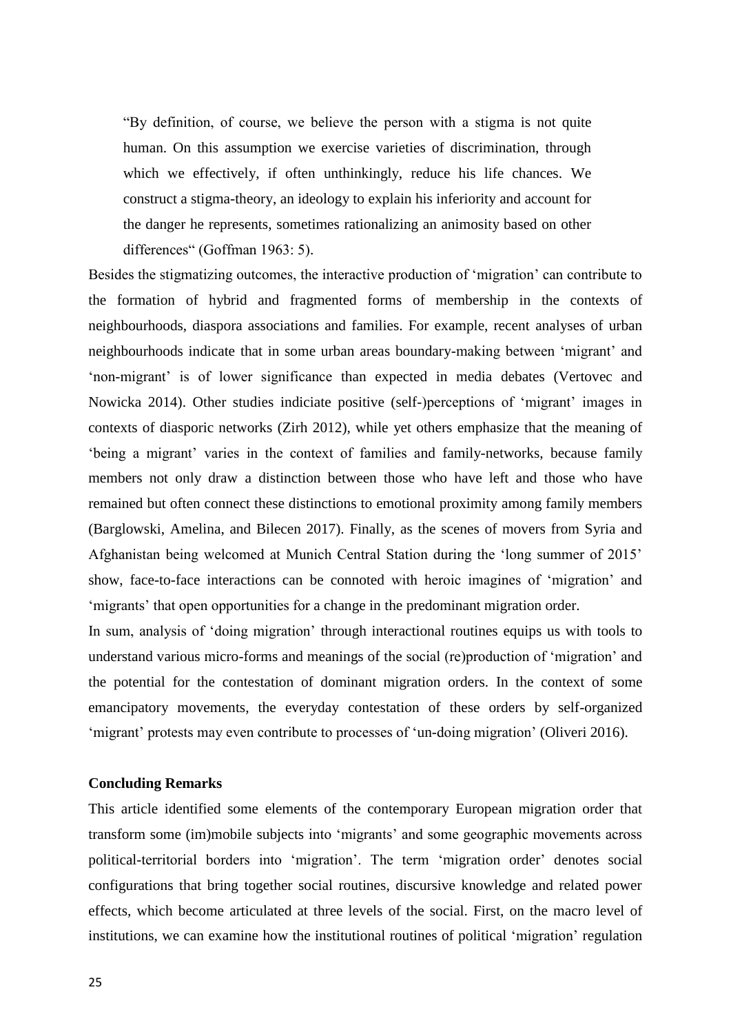> "By definition, of course, we believe the person with a stigma is not quite human. On this assumption we exercise varieties of discrimination, through which we effectively, if often unthinkingly, reduce his life chances. We construct a stigma-theory, an ideology to explain his inferiority and account for the danger he represents, sometimes rationalizing an animosity based on other differences" (Goffman 1963: 5).

Besides the stigmatizing outcomes, the interactive production of 'migration' can contribute to the formation of hybrid and fragmented forms of membership in the contexts of neighbourhoods, diaspora associations and families. For example, recent analyses of urban neighbourhoods indicate that in some urban areas boundary-making between 'migrant' and 'non-migrant' is of lower significance than expected in media debates (Vertovec and Nowicka 2014). Other studies indiciate positive (self-)perceptions of 'migrant' images in contexts of diasporic networks (Zirh 2012), while yet others emphasize that the meaning of 'being a migrant' varies in the context of families and family-networks, because family members not only draw a distinction between those who have left and those who have remained but often connect these distinctions to emotional proximity among family members (Barglowski, Amelina, and Bilecen 2017). Finally, as the scenes of movers from Syria and Afghanistan being welcomed at Munich Central Station during the 'long summer of 2015' show, face-to-face interactions can be connoted with heroic imagines of 'migration' and 'migrants' that open opportunities for a change in the predominant migration order.

In sum, analysis of 'doing migration' through interactional routines equips us with tools to understand various micro-forms and meanings of the social (re)production of 'migration' and the potential for the contestation of dominant migration orders. In the context of some emancipatory movements, the everyday contestation of these orders by self-organized 'migrant' protests may even contribute to processes of 'un-doing migration' (Oliveri 2016).

**Concluding Remarks**

This article identified some elements of the contemporary European migration order that transform some (im)mobile subjects into 'migrants' and some geographic movements across political-territorial borders into 'migration'. The term 'migration order' denotes social configurations that bring together social routines, discursive knowledge and related power effects, which become articulated at three levels of the social. First, on the macro level of institutions, we can examine how the institutional routines of political 'migration' regulation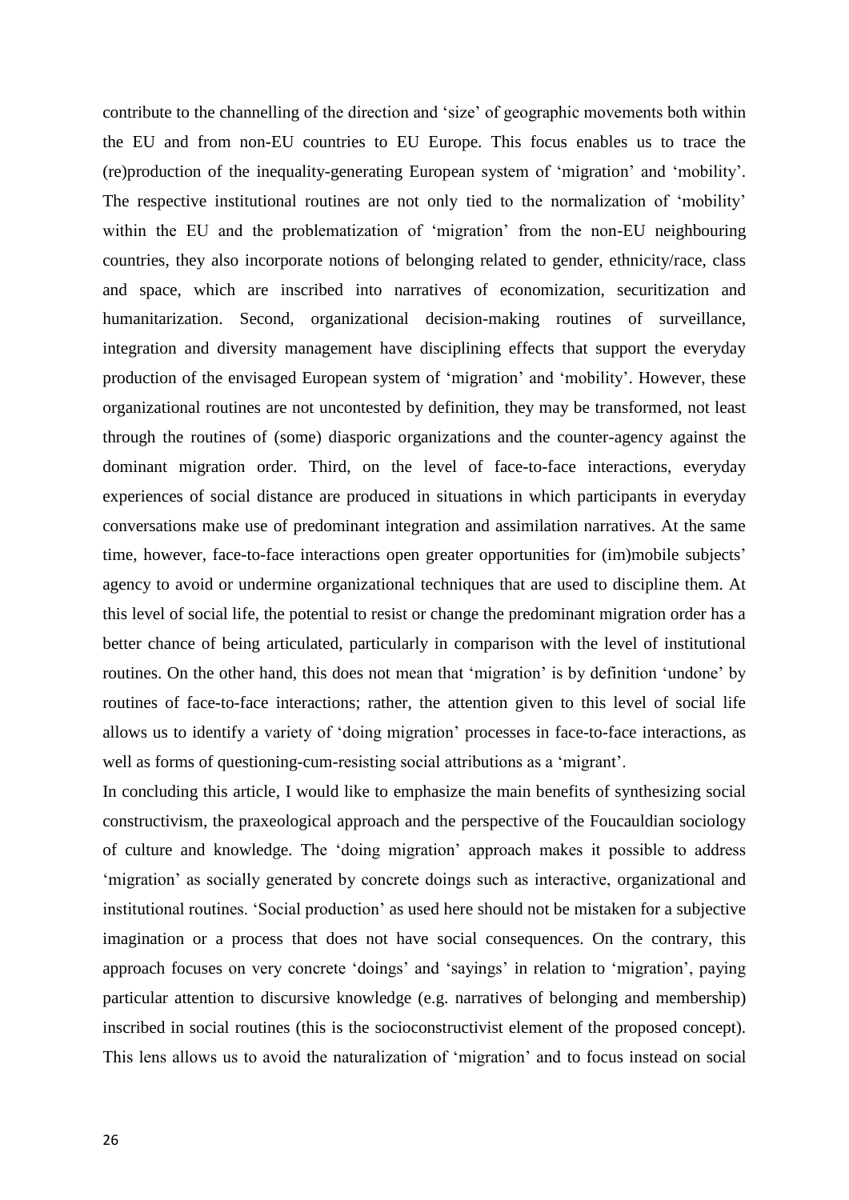contribute to the channelling of the direction and 'size' of geographic movements both within the EU and from non-EU countries to EU Europe. This focus enables us to trace the (re)production of the inequality-generating European system of 'migration' and 'mobility'. The respective institutional routines are not only tied to the normalization of 'mobility' within the EU and the problematization of 'migration' from the non-EU neighbouring countries, they also incorporate notions of belonging related to gender, ethnicity/race, class and space, which are inscribed into narratives of economization, securitization and humanitarization. Second, organizational decision-making routines of surveillance, integration and diversity management have disciplining effects that support the everyday production of the envisaged European system of 'migration' and 'mobility'. However, these organizational routines are not uncontested by definition, they may be transformed, not least through the routines of (some) diasporic organizations and the counter-agency against the dominant migration order. Third, on the level of face-to-face interactions, everyday experiences of social distance are produced in situations in which participants in everyday conversations make use of predominant integration and assimilation narratives. At the same time, however, face-to-face interactions open greater opportunities for (im)mobile subjects' agency to avoid or undermine organizational techniques that are used to discipline them. At this level of social life, the potential to resist or change the predominant migration order has a better chance of being articulated, particularly in comparison with the level of institutional routines. On the other hand, this does not mean that 'migration' is by definition 'undone' by routines of face-to-face interactions; rather, the attention given to this level of social life allows us to identify a variety of 'doing migration' processes in face-to-face interactions, as well as forms of questioning-cum-resisting social attributions as a 'migrant'.

In concluding this article, I would like to emphasize the main benefits of synthesizing social constructivism, the praxeological approach and the perspective of the Foucauldian sociology of culture and knowledge. The 'doing migration' approach makes it possible to address 'migration' as socially generated by concrete doings such as interactive, organizational and institutional routines. 'Social production' as used here should not be mistaken for a subjective imagination or a process that does not have social consequences. On the contrary, this approach focuses on very concrete 'doings' and 'sayings' in relation to 'migration', paying particular attention to discursive knowledge (e.g. narratives of belonging and membership) inscribed in social routines (this is the socioconstructivist element of the proposed concept). This lens allows us to avoid the naturalization of 'migration' and to focus instead on social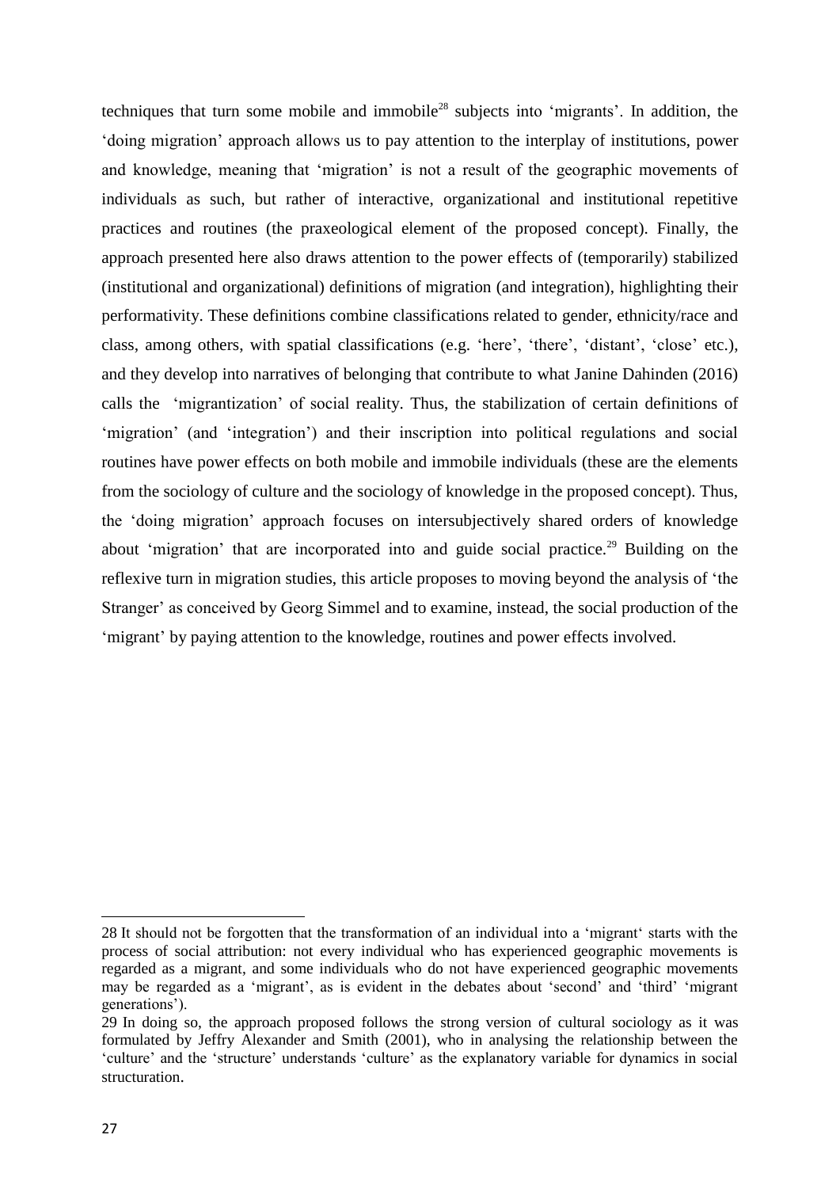techniques that turn some mobile and immobile[28] subjects into 'migrants'. In addition, the 'doing migration' approach allows us to pay attention to the interplay of institutions, power and knowledge, meaning that 'migration' is not a result of the geographic movements of individuals as such, but rather of interactive, organizational and institutional repetitive practices and routines (the praxeological element of the proposed concept). Finally, the approach presented here also draws attention to the power effects of (temporarily) stabilized (institutional and organizational) definitions of migration (and integration), highlighting their performativity. These definitions combine classifications related to gender, ethnicity/race and class, among others, with spatial classifications (e.g. 'here', 'there', 'distant', 'close' etc.), and they develop into narratives of belonging that contribute to what Janine Dahinden (2016) calls the 'migrantization' of social reality. Thus, the stabilization of certain definitions of 'migration' (and 'integration') and their inscription into political regulations and social routines have power effects on both mobile and immobile individuals (these are the elements from the sociology of culture and the sociology of knowledge in the proposed concept). Thus, the 'doing migration' approach focuses on intersubjectively shared orders of knowledge about 'migration' that are incorporated into and guide social practice.[29] Building on the reflexive turn in migration studies, this article proposes to moving beyond the analysis of 'the Stranger' as conceived by Georg Simmel and to examine, instead, the social production of the 'migrant' by paying attention to the knowledge, routines and power effects involved.

---

28 It should not be forgotten that the transformation of an individual into a 'migrant' starts with the process of social attribution: not every individual who has experienced geographic movements is regarded as a migrant, and some individuals who do not have experienced geographic movements may be regarded as a 'migrant', as is evident in the debates about 'second' and 'third' 'migrant generations').

29 In doing so, the approach proposed follows the strong version of cultural sociology as it was formulated by Jeffry Alexander and Smith (2001), who in analysing the relationship between the 'culture' and the 'structure' understands 'culture' as the explanatory variable for dynamics in social structuration.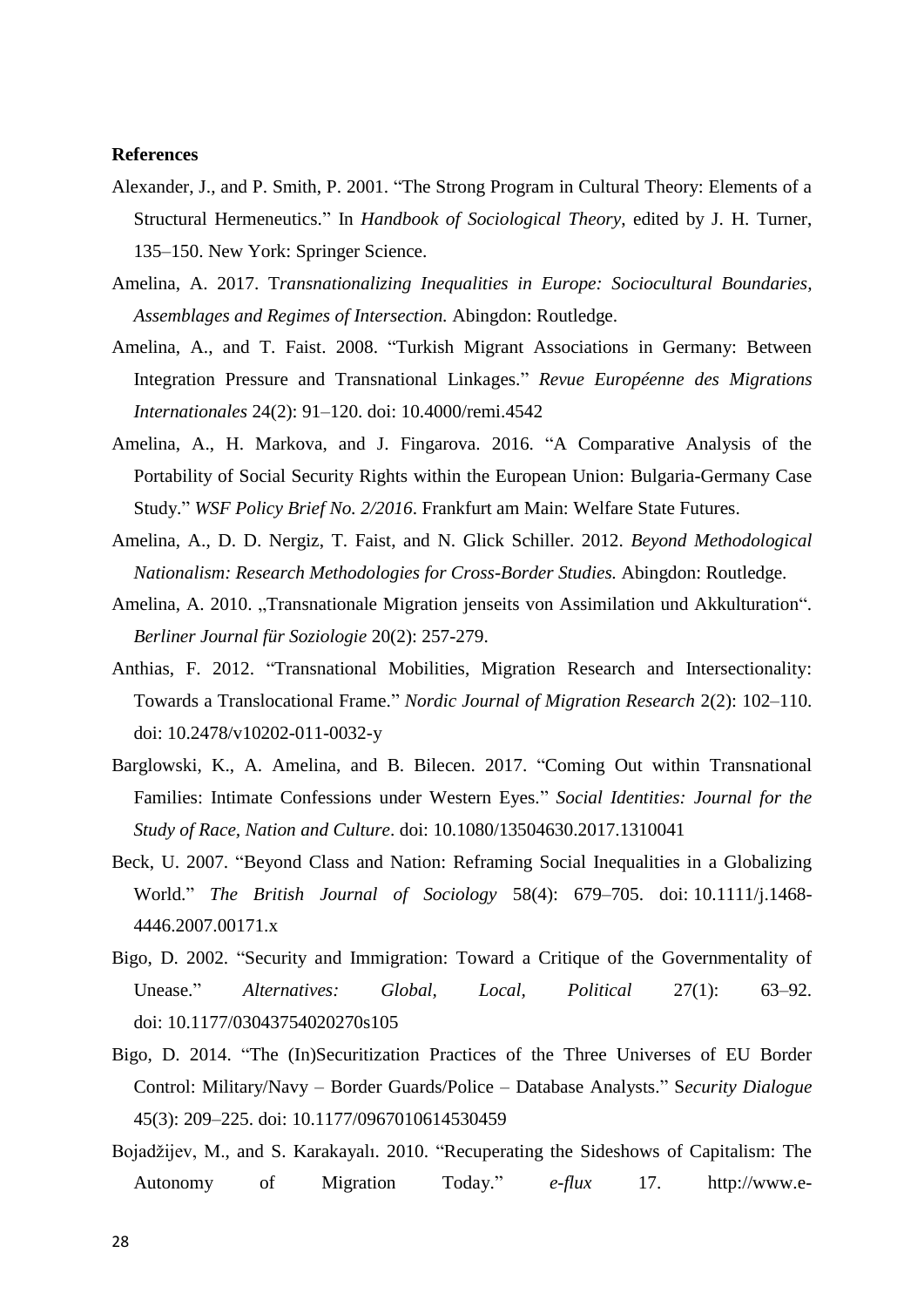**References**

Alexander, J., and P. Smith, P. 2001. "The Strong Program in Cultural Theory: Elements of a Structural Hermeneutics." In *Handbook of Sociological Theory*, edited by J. H. Turner, 135–150. New York: Springer Science.

Amelina, A. 2017. T*ransnationalizing Inequalities in Europe: Sociocultural Boundaries, Assemblages and Regimes of Intersection.* Abingdon: Routledge.

Amelina, A., and T. Faist. 2008. "Turkish Migrant Associations in Germany: Between Integration Pressure and Transnational Linkages." *Revue Européenne des Migrations Internationales* 24(2): 91–120. doi: 10.4000/remi.4542

Amelina, A., H. Markova, and J. Fingarova. 2016. "A Comparative Analysis of the Portability of Social Security Rights within the European Union: Bulgaria-Germany Case Study." *WSF Policy Brief No. 2/2016*. Frankfurt am Main: Welfare State Futures.

Amelina, A., D. D. Nergiz, T. Faist, and N. Glick Schiller. 2012. *Beyond Methodological Nationalism: Research Methodologies for Cross-Border Studies.* Abingdon: Routledge.

Amelina, A. 2010. „Transnationale Migration jenseits von Assimilation und Akkulturation". *Berliner Journal für Soziologie* 20(2): 257-279.

Anthias, F. 2012. "Transnational Mobilities, Migration Research and Intersectionality: Towards a Translocational Frame." *Nordic Journal of Migration Research* 2(2): 102–110. doi: 10.2478/v10202-011-0032-y

Barglowski, K., A. Amelina, and B. Bilecen. 2017. "Coming Out within Transnational Families: Intimate Confessions under Western Eyes." *Social Identities: Journal for the Study of Race, Nation and Culture*. doi: 10.1080/13504630.2017.1310041

Beck, U. 2007. "Beyond Class and Nation: Reframing Social Inequalities in a Globalizing World." *The British Journal of Sociology* 58(4): 679–705. doi: 10.1111/j.1468-4446.2007.00171.x

Bigo, D. 2002. "Security and Immigration: Toward a Critique of the Governmentality of Unease." *Alternatives: Global, Local, Political* 27(1): 63–92. doi: 10.1177/03043754020270s105

Bigo, D. 2014. "The (In)Securitization Practices of the Three Universes of EU Border Control: Military/Navy – Border Guards/Police – Database Analysts." S*ecurity Dialogue* 45(3): 209–225. doi: 10.1177/0967010614530459

Bojadžijev, M., and S. Karakayalı. 2010. "Recuperating the Sideshows of Capitalism: The Autonomy of Migration Today." *e-flux* 17. http://www.e-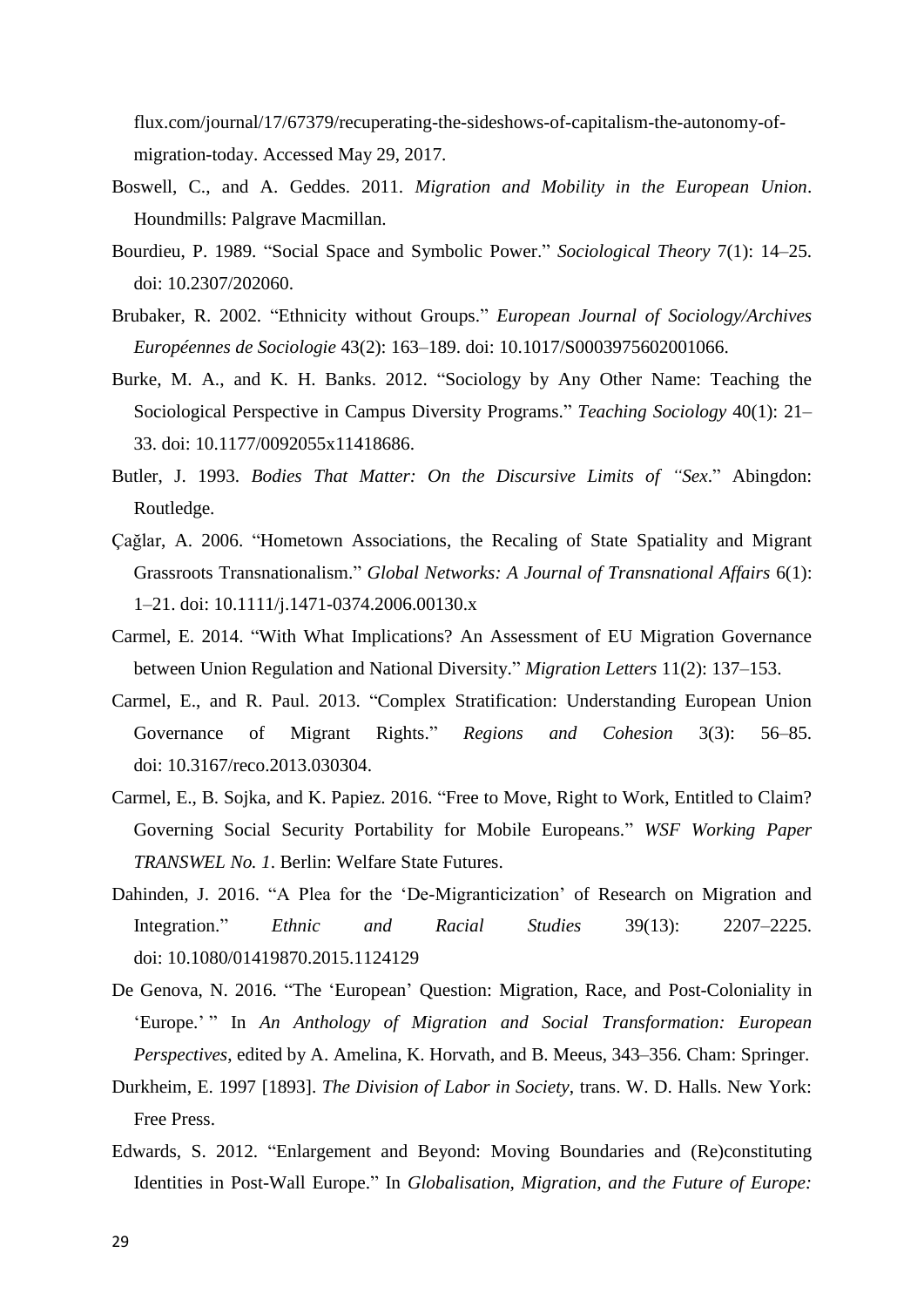flux.com/journal/17/67379/recuperating-the-sideshows-of-capitalism-the-autonomy-of-migration-today. Accessed May 29, 2017.

Boswell, C., and A. Geddes. 2011. *Migration and Mobility in the European Union*. Houndmills: Palgrave Macmillan.

Bourdieu, P. 1989. "Social Space and Symbolic Power." *Sociological Theory* 7(1): 14–25. doi: 10.2307/202060.

Brubaker, R. 2002. "Ethnicity without Groups." *European Journal of Sociology/Archives Européennes de Sociologie* 43(2): 163–189. doi: 10.1017/S0003975602001066.

Burke, M. A., and K. H. Banks. 2012. "Sociology by Any Other Name: Teaching the Sociological Perspective in Campus Diversity Programs." *Teaching Sociology* 40(1): 21–33. doi: 10.1177/0092055x11418686.

Butler, J. 1993. *Bodies That Matter: On the Discursive Limits of "Sex*." Abingdon: Routledge.

Çağlar, A. 2006. "Hometown Associations, the Recaling of State Spatiality and Migrant Grassroots Transnationalism." *Global Networks: A Journal of Transnational Affairs* 6(1): 1–21. doi: 10.1111/j.1471-0374.2006.00130.x

Carmel, E. 2014. "With What Implications? An Assessment of EU Migration Governance between Union Regulation and National Diversity." *Migration Letters* 11(2): 137–153.

Carmel, E., and R. Paul. 2013. "Complex Stratification: Understanding European Union Governance of Migrant Rights." *Regions and Cohesion* 3(3): 56–85. doi: 10.3167/reco.2013.030304.

Carmel, E., B. Sojka, and K. Papiez. 2016. "Free to Move, Right to Work, Entitled to Claim? Governing Social Security Portability for Mobile Europeans." *WSF Working Paper TRANSWEL No. 1*. Berlin: Welfare State Futures.

Dahinden, J. 2016. "A Plea for the 'De-Migranticization' of Research on Migration and Integration." *Ethnic and Racial Studies* 39(13): 2207–2225. doi: 10.1080/01419870.2015.1124129

De Genova, N. 2016. "The 'European' Question: Migration, Race, and Post-Coloniality in 'Europe.' " In *An Anthology of Migration and Social Transformation: European Perspectives*, edited by A. Amelina, K. Horvath, and B. Meeus, 343–356. Cham: Springer.

Durkheim, E. 1997 [1893]. *The Division of Labor in Society*, trans. W. D. Halls. New York: Free Press.

Edwards, S. 2012. "Enlargement and Beyond: Moving Boundaries and (Re)constituting Identities in Post-Wall Europe." In *Globalisation, Migration, and the Future of Europe:*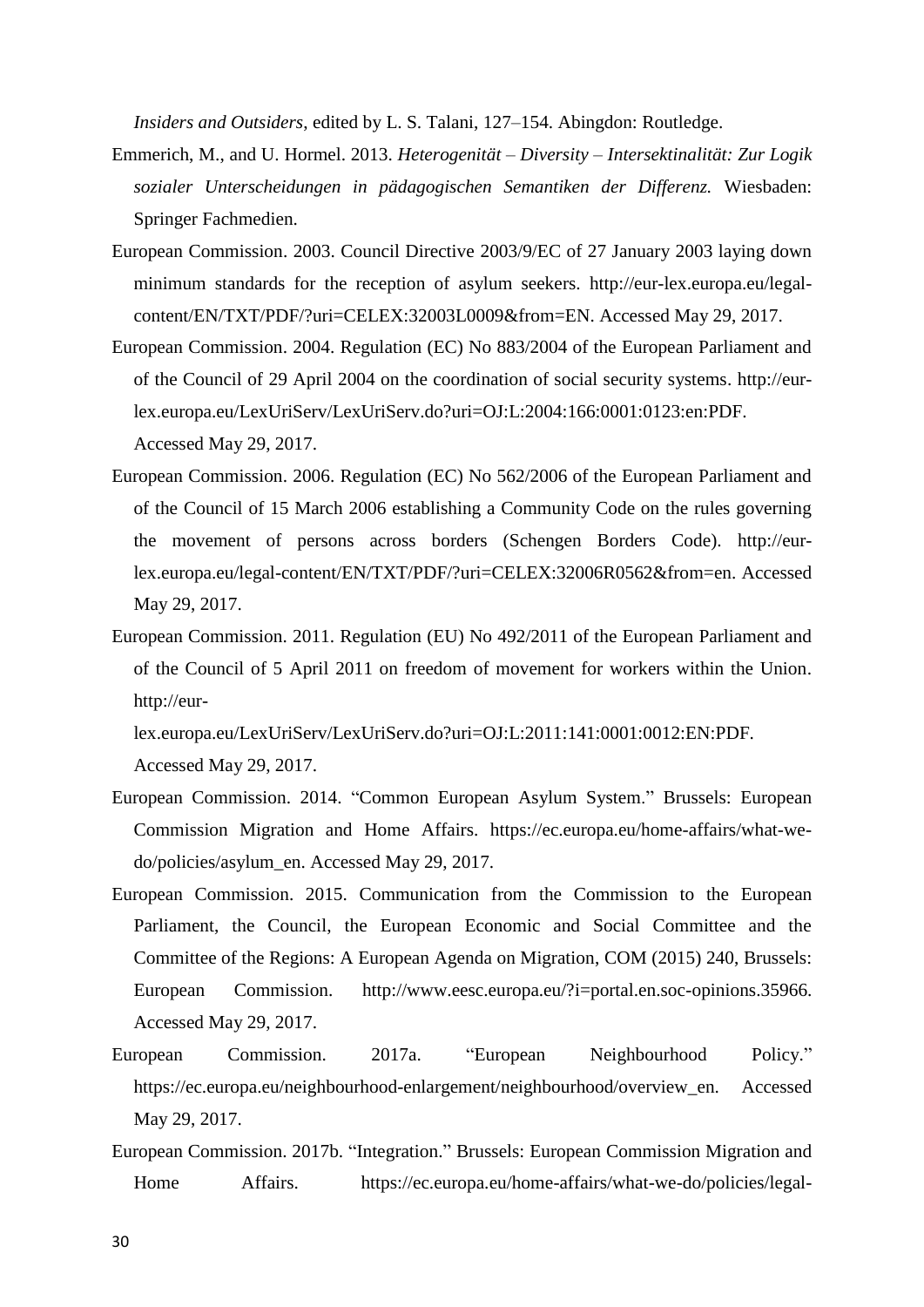*Insiders and Outsiders*, edited by L. S. Talani, 127–154. Abingdon: Routledge.

Emmerich, M., and U. Hormel. 2013. *Heterogenität – Diversity – Intersektinalität: Zur Logik sozialer Unterscheidungen in pädagogischen Semantiken der Differenz.* Wiesbaden: Springer Fachmedien.

European Commission. 2003. Council Directive 2003/9/EC of 27 January 2003 laying down minimum standards for the reception of asylum seekers. http://eur-lex.europa.eu/legal-content/EN/TXT/PDF/?uri=CELEX:32003L0009&from=EN. Accessed May 29, 2017.

European Commission. 2004. Regulation (EC) No 883/2004 of the European Parliament and of the Council of 29 April 2004 on the coordination of social security systems. http://eur-lex.europa.eu/LexUriServ/LexUriServ.do?uri=OJ:L:2004:166:0001:0123:en:PDF. Accessed May 29, 2017.

European Commission. 2006. Regulation (EC) No 562/2006 of the European Parliament and of the Council of 15 March 2006 establishing a Community Code on the rules governing the movement of persons across borders (Schengen Borders Code). http://eur-lex.europa.eu/legal-content/EN/TXT/PDF/?uri=CELEX:32006R0562&from=en. Accessed May 29, 2017.

European Commission. 2011. Regulation (EU) No 492/2011 of the European Parliament and of the Council of 5 April 2011 on freedom of movement for workers within the Union. http://eur-lex.europa.eu/LexUriServ/LexUriServ.do?uri=OJ:L:2011:141:0001:0012:EN:PDF. Accessed May 29, 2017.

European Commission. 2014. "Common European Asylum System." Brussels: European Commission Migration and Home Affairs. https://ec.europa.eu/home-affairs/what-we-do/policies/asylum_en. Accessed May 29, 2017.

European Commission. 2015. Communication from the Commission to the European Parliament, the Council, the European Economic and Social Committee and the Committee of the Regions: A European Agenda on Migration, COM (2015) 240, Brussels: European Commission. http://www.eesc.europa.eu/?i=portal.en.soc-opinions.35966. Accessed May 29, 2017.

European Commission. 2017a. "European Neighbourhood Policy." https://ec.europa.eu/neighbourhood-enlargement/neighbourhood/overview_en. Accessed May 29, 2017.

European Commission. 2017b. "Integration." Brussels: European Commission Migration and Home Affairs. https://ec.europa.eu/home-affairs/what-we-do/policies/legal-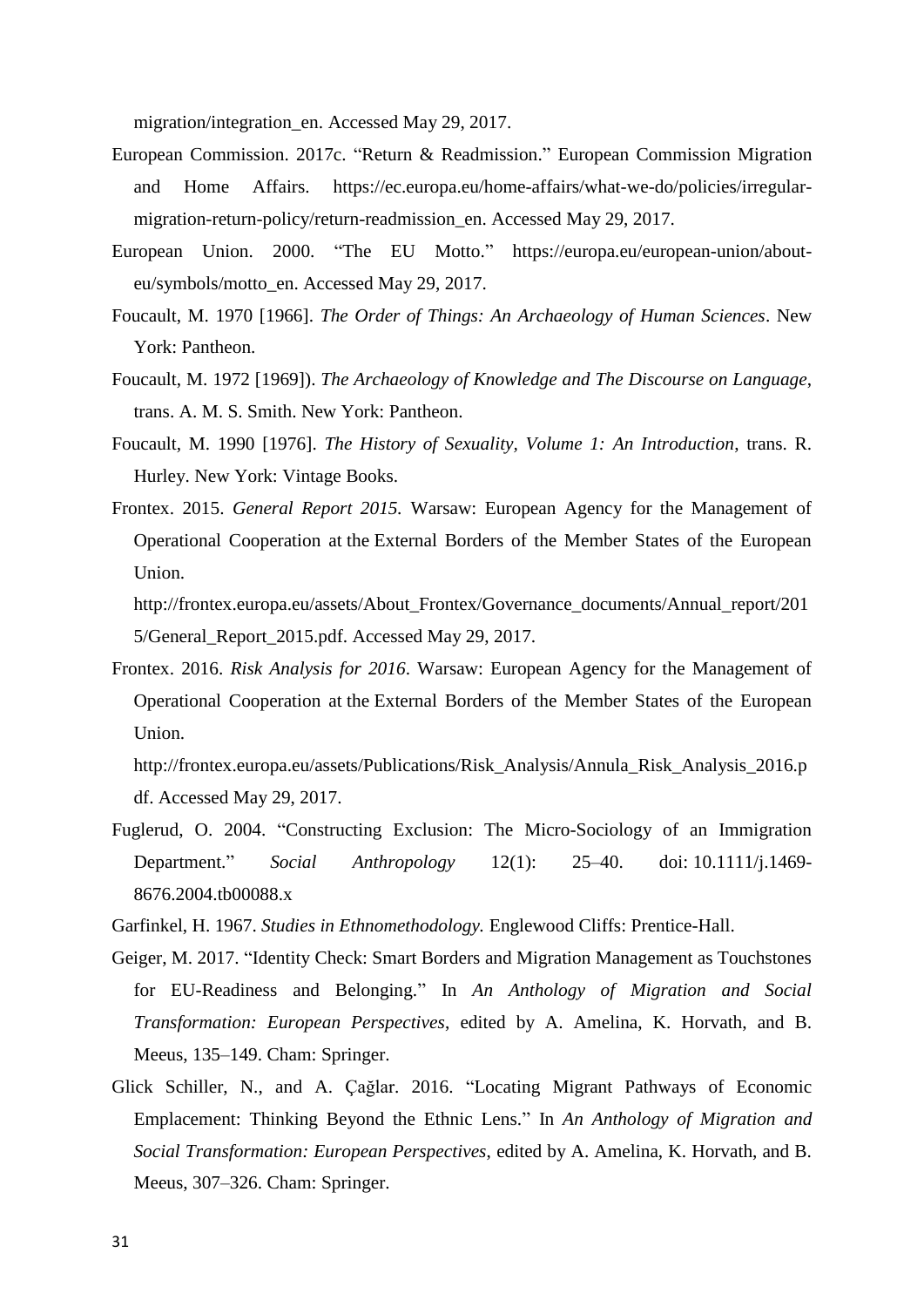migration/integration_en. Accessed May 29, 2017.

European Commission. 2017c. "Return & Readmission." European Commission Migration and Home Affairs. https://ec.europa.eu/home-affairs/what-we-do/policies/irregular-migration-return-policy/return-readmission_en. Accessed May 29, 2017.

European Union. 2000. "The EU Motto." https://europa.eu/european-union/about-eu/symbols/motto_en. Accessed May 29, 2017.

Foucault, M. 1970 [1966]. *The Order of Things: An Archaeology of Human Sciences*. New York: Pantheon.

Foucault, M. 1972 [1969]). *The Archaeology of Knowledge and The Discourse on Language*, trans. A. M. S. Smith. New York: Pantheon.

Foucault, M. 1990 [1976]. *The History of Sexuality, Volume 1: An Introduction*, trans. R. Hurley. New York: Vintage Books.

Frontex. 2015. *General Report 2015.* Warsaw: European Agency for the Management of Operational Cooperation at the External Borders of the Member States of the European Union. http://frontex.europa.eu/assets/About_Frontex/Governance_documents/Annual_report/2015/General_Report_2015.pdf. Accessed May 29, 2017.

Frontex. 2016. *Risk Analysis for 2016*. Warsaw: European Agency for the Management of Operational Cooperation at the External Borders of the Member States of the European Union. http://frontex.europa.eu/assets/Publications/Risk_Analysis/Annula_Risk_Analysis_2016.pdf. Accessed May 29, 2017.

Fuglerud, O. 2004. "Constructing Exclusion: The Micro-Sociology of an Immigration Department." *Social Anthropology* 12(1): 25–40. doi: 10.1111/j.1469-8676.2004.tb00088.x

Garfinkel, H. 1967. *Studies in Ethnomethodology.* Englewood Cliffs: Prentice-Hall.

Geiger, M. 2017. "Identity Check: Smart Borders and Migration Management as Touchstones for EU-Readiness and Belonging." In *An Anthology of Migration and Social Transformation: European Perspectives*, edited by A. Amelina, K. Horvath, and B. Meeus, 135–149. Cham: Springer.

Glick Schiller, N., and A. Çağlar. 2016. "Locating Migrant Pathways of Economic Emplacement: Thinking Beyond the Ethnic Lens." In *An Anthology of Migration and Social Transformation: European Perspectives*, edited by A. Amelina, K. Horvath, and B. Meeus, 307–326. Cham: Springer.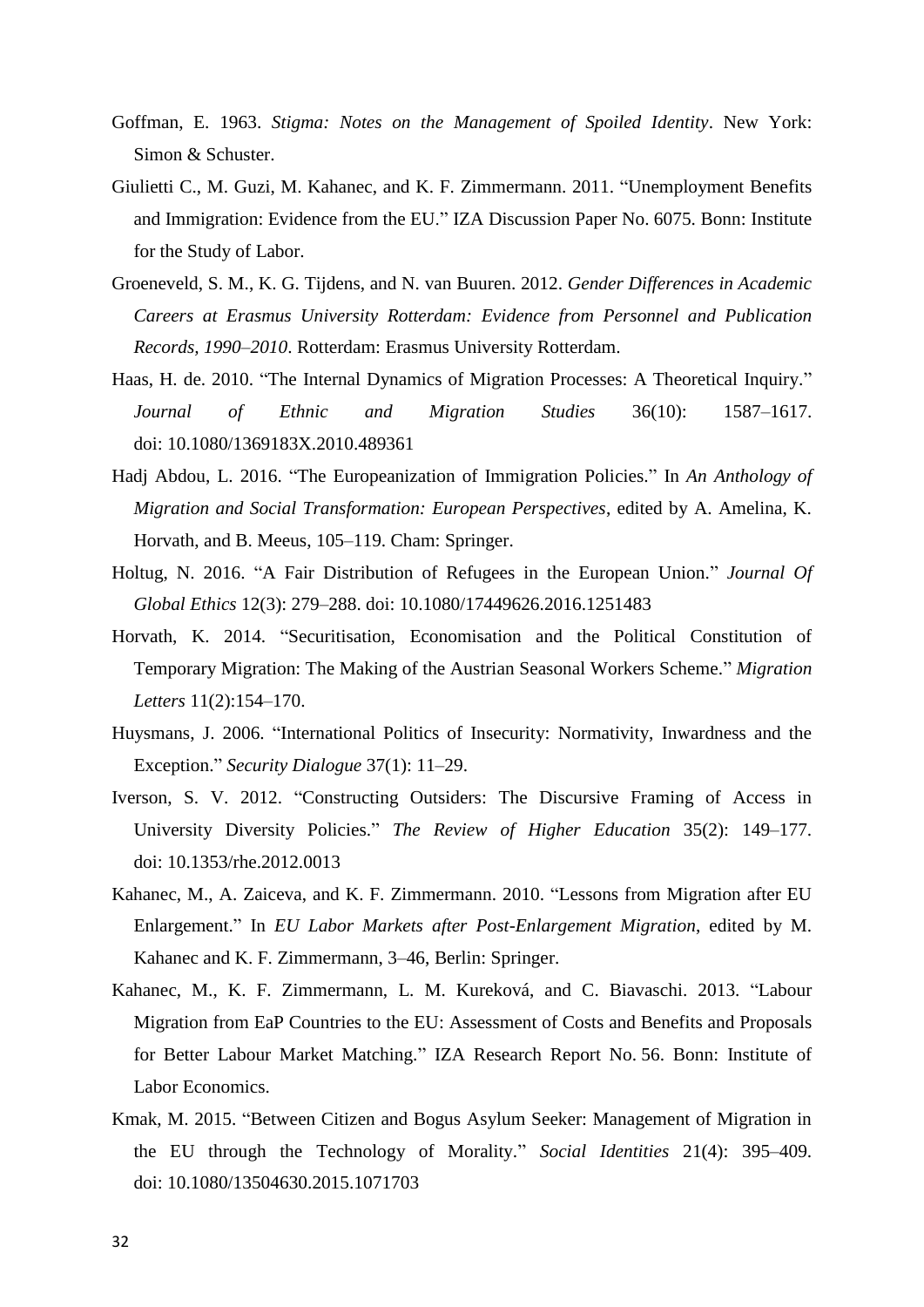Goffman, E. 1963. *Stigma: Notes on the Management of Spoiled Identity*. New York: Simon & Schuster.

Giulietti C., M. Guzi, M. Kahanec, and K. F. Zimmermann. 2011. "Unemployment Benefits and Immigration: Evidence from the EU." IZA Discussion Paper No. 6075. Bonn: Institute for the Study of Labor.

Groeneveld, S. M., K. G. Tijdens, and N. van Buuren. 2012. *Gender Differences in Academic Careers at Erasmus University Rotterdam: Evidence from Personnel and Publication Records, 1990–2010*. Rotterdam: Erasmus University Rotterdam.

Haas, H. de. 2010. "The Internal Dynamics of Migration Processes: A Theoretical Inquiry." *Journal of Ethnic and Migration Studies* 36(10): 1587–1617. doi: 10.1080/1369183X.2010.489361

Hadj Abdou, L. 2016. "The Europeanization of Immigration Policies." In *An Anthology of Migration and Social Transformation: European Perspectives*, edited by A. Amelina, K. Horvath, and B. Meeus, 105–119. Cham: Springer.

Holtug, N. 2016. "A Fair Distribution of Refugees in the European Union." *Journal Of Global Ethics* 12(3): 279–288. doi: 10.1080/17449626.2016.1251483

Horvath, K. 2014. "Securitisation, Economisation and the Political Constitution of Temporary Migration: The Making of the Austrian Seasonal Workers Scheme." *Migration Letters* 11(2):154–170.

Huysmans, J. 2006. "International Politics of Insecurity: Normativity, Inwardness and the Exception." *Security Dialogue* 37(1): 11–29.

Iverson, S. V. 2012. "Constructing Outsiders: The Discursive Framing of Access in University Diversity Policies." *The Review of Higher Education* 35(2): 149–177. doi: 10.1353/rhe.2012.0013

Kahanec, M., A. Zaiceva, and K. F. Zimmermann. 2010. "Lessons from Migration after EU Enlargement." In *EU Labor Markets after Post-Enlargement Migration*, edited by M. Kahanec and K. F. Zimmermann, 3–46, Berlin: Springer.

Kahanec, M., K. F. Zimmermann, L. M. Kureková, and C. Biavaschi. 2013. "Labour Migration from EaP Countries to the EU: Assessment of Costs and Benefits and Proposals for Better Labour Market Matching." IZA Research Report No. 56. Bonn: Institute of Labor Economics.

Kmak, M. 2015. "Between Citizen and Bogus Asylum Seeker: Management of Migration in the EU through the Technology of Morality." *Social Identities* 21(4): 395–409. doi: 10.1080/13504630.2015.1071703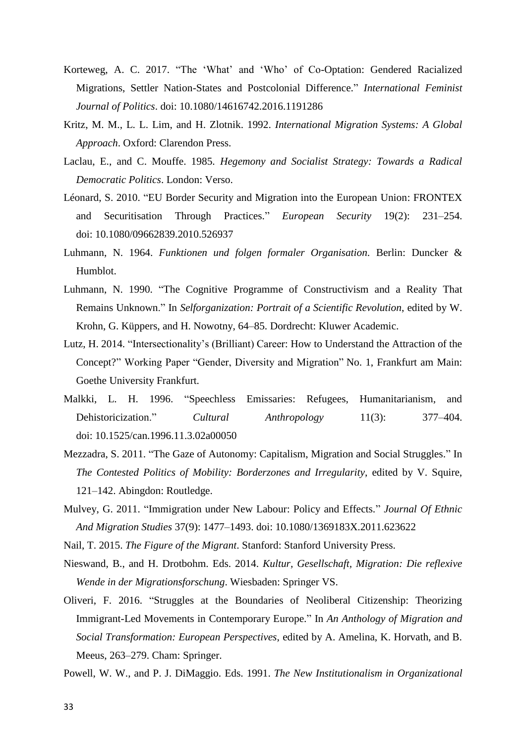Korteweg, A. C. 2017. "The 'What' and 'Who' of Co-Optation: Gendered Racialized Migrations, Settler Nation-States and Postcolonial Difference." *International Feminist Journal of Politics*. doi: 10.1080/14616742.2016.1191286

Kritz, M. M., L. L. Lim, and H. Zlotnik. 1992. *International Migration Systems: A Global Approach*. Oxford: Clarendon Press.

Laclau, E., and C. Mouffe. 1985. *Hegemony and Socialist Strategy: Towards a Radical Democratic Politics*. London: Verso.

Léonard, S. 2010. "EU Border Security and Migration into the European Union: FRONTEX and Securitisation Through Practices." *European Security* 19(2): 231–254. doi: 10.1080/09662839.2010.526937

Luhmann, N. 1964. *Funktionen und folgen formaler Organisation*. Berlin: Duncker & Humblot.

Luhmann, N. 1990. "The Cognitive Programme of Constructivism and a Reality That Remains Unknown." In *Selforganization: Portrait of a Scientific Revolution*, edited by W. Krohn, G. Küppers, and H. Nowotny, 64–85. Dordrecht: Kluwer Academic.

Lutz, H. 2014. "Intersectionality's (Brilliant) Career: How to Understand the Attraction of the Concept?" Working Paper "Gender, Diversity and Migration" No. 1, Frankfurt am Main: Goethe University Frankfurt.

Malkki, L. H. 1996. "Speechless Emissaries: Refugees, Humanitarianism, and Dehistoricization." *Cultural Anthropology* 11(3): 377–404. doi: 10.1525/can.1996.11.3.02a00050

Mezzadra, S. 2011. "The Gaze of Autonomy: Capitalism, Migration and Social Struggles." In *The Contested Politics of Mobility: Borderzones and Irregularity*, edited by V. Squire, 121–142. Abingdon: Routledge.

Mulvey, G. 2011. "Immigration under New Labour: Policy and Effects." *Journal Of Ethnic And Migration Studies* 37(9): 1477–1493. doi: 10.1080/1369183X.2011.623622

Nail, T. 2015. *The Figure of the Migrant*. Stanford: Stanford University Press.

Nieswand, B., and H. Drotbohm. Eds. 2014. *Kultur, Gesellschaft, Migration: Die reflexive Wende in der Migrationsforschung*. Wiesbaden: Springer VS.

Oliveri, F. 2016. "Struggles at the Boundaries of Neoliberal Citizenship: Theorizing Immigrant-Led Movements in Contemporary Europe." In *An Anthology of Migration and Social Transformation: European Perspectives*, edited by A. Amelina, K. Horvath, and B. Meeus, 263–279. Cham: Springer.

Powell, W. W., and P. J. DiMaggio. Eds. 1991. *The New Institutionalism in Organizational*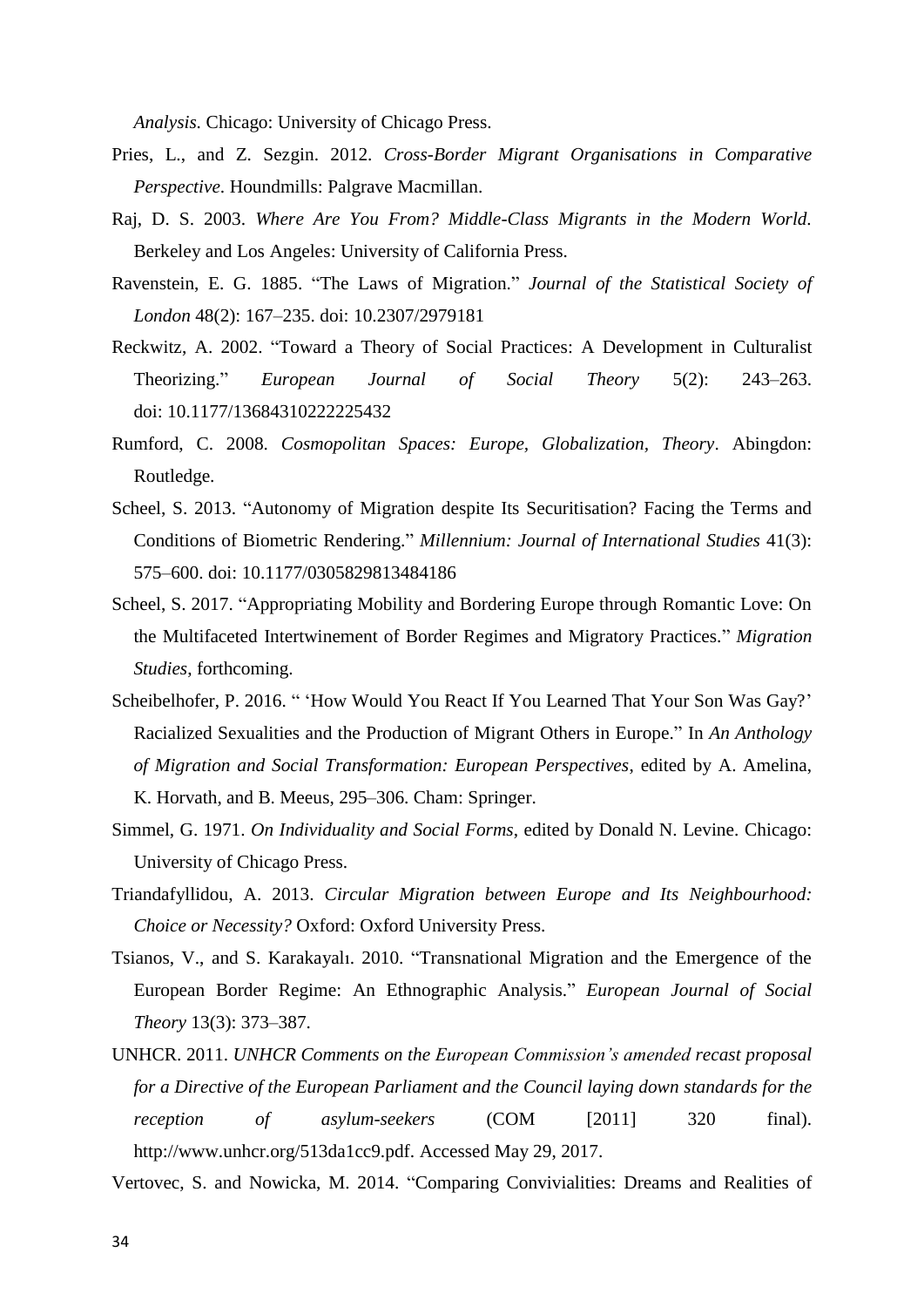*Analysis*. Chicago: University of Chicago Press.

Pries, L., and Z. Sezgin. 2012. *Cross-Border Migrant Organisations in Comparative Perspective*. Houndmills: Palgrave Macmillan.

Raj, D. S. 2003. *Where Are You From? Middle-Class Migrants in the Modern World*. Berkeley and Los Angeles: University of California Press.

Ravenstein, E. G. 1885. "The Laws of Migration." *Journal of the Statistical Society of London* 48(2): 167–235. doi: 10.2307/2979181

Reckwitz, A. 2002. "Toward a Theory of Social Practices: A Development in Culturalist Theorizing." *European Journal of Social Theory* 5(2): 243–263. doi: 10.1177/13684310222225432

Rumford, C. 2008. *Cosmopolitan Spaces: Europe, Globalization, Theory*. Abingdon: Routledge.

Scheel, S. 2013. "Autonomy of Migration despite Its Securitisation? Facing the Terms and Conditions of Biometric Rendering." *Millennium: Journal of International Studies* 41(3): 575–600. doi: 10.1177/0305829813484186

Scheel, S. 2017. "Appropriating Mobility and Bordering Europe through Romantic Love: On the Multifaceted Intertwinement of Border Regimes and Migratory Practices." *Migration Studies*, forthcoming.

Scheibelhofer, P. 2016. " 'How Would You React If You Learned That Your Son Was Gay?' Racialized Sexualities and the Production of Migrant Others in Europe." In *An Anthology of Migration and Social Transformation: European Perspectives*, edited by A. Amelina, K. Horvath, and B. Meeus, 295–306. Cham: Springer.

Simmel, G. 1971. *On Individuality and Social Forms*, edited by Donald N. Levine. Chicago: University of Chicago Press.

Triandafyllidou, A. 2013. *Circular Migration between Europe and Its Neighbourhood: Choice or Necessity?* Oxford: Oxford University Press.

Tsianos, V., and S. Karakayalı. 2010. "Transnational Migration and the Emergence of the European Border Regime: An Ethnographic Analysis." *European Journal of Social Theory* 13(3): 373–387.

UNHCR. 2011. *UNHCR Comments on the European Commission's amended recast proposal for a Directive of the European Parliament and the Council laying down standards for the reception of asylum-seekers* (COM [2011] 320 final). http://www.unhcr.org/513da1cc9.pdf. Accessed May 29, 2017.

Vertovec, S. and Nowicka, M. 2014. "Comparing Convivialities: Dreams and Realities of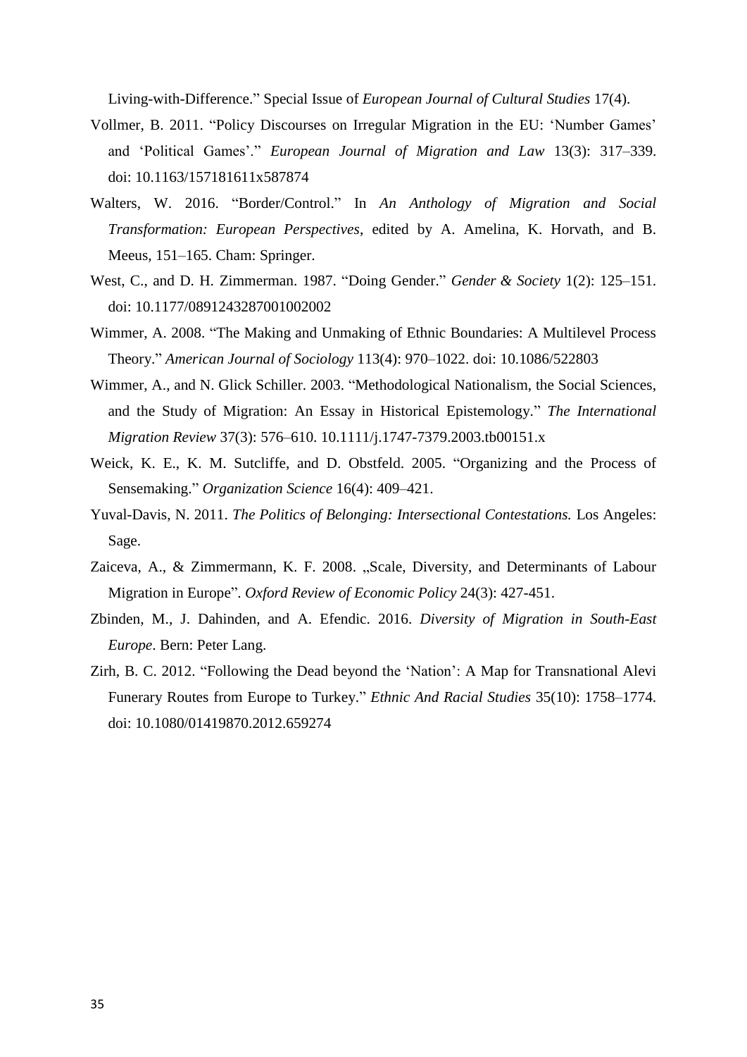Living-with-Difference." Special Issue of *European Journal of Cultural Studies* 17(4).

Vollmer, B. 2011. "Policy Discourses on Irregular Migration in the EU: 'Number Games' and 'Political Games'." *European Journal of Migration and Law* 13(3): 317–339. doi: 10.1163/157181611x587874

Walters, W. 2016. "Border/Control." In *An Anthology of Migration and Social Transformation: European Perspectives*, edited by A. Amelina, K. Horvath, and B. Meeus, 151–165. Cham: Springer.

West, C., and D. H. Zimmerman. 1987. "Doing Gender." *Gender & Society* 1(2): 125–151. doi: 10.1177/0891243287001002002

Wimmer, A. 2008. "The Making and Unmaking of Ethnic Boundaries: A Multilevel Process Theory." *American Journal of Sociology* 113(4): 970–1022. doi: 10.1086/522803

Wimmer, A., and N. Glick Schiller. 2003. "Methodological Nationalism, the Social Sciences, and the Study of Migration: An Essay in Historical Epistemology." *The International Migration Review* 37(3): 576–610. 10.1111/j.1747-7379.2003.tb00151.x

Weick, K. E., K. M. Sutcliffe, and D. Obstfeld. 2005. "Organizing and the Process of Sensemaking." *Organization Science* 16(4): 409–421.

Yuval-Davis, N. 2011. *The Politics of Belonging: Intersectional Contestations.* Los Angeles: Sage.

Zaiceva, A., & Zimmermann, K. F. 2008. „Scale, Diversity, and Determinants of Labour Migration in Europe". *Oxford Review of Economic Policy* 24(3): 427-451.

Zbinden, M., J. Dahinden, and A. Efendic. 2016. *Diversity of Migration in South-East Europe*. Bern: Peter Lang.

Zirh, B. C. 2012. "Following the Dead beyond the 'Nation': A Map for Transnational Alevi Funerary Routes from Europe to Turkey." *Ethnic And Racial Studies* 35(10): 1758–1774. doi: 10.1080/01419870.2012.659274